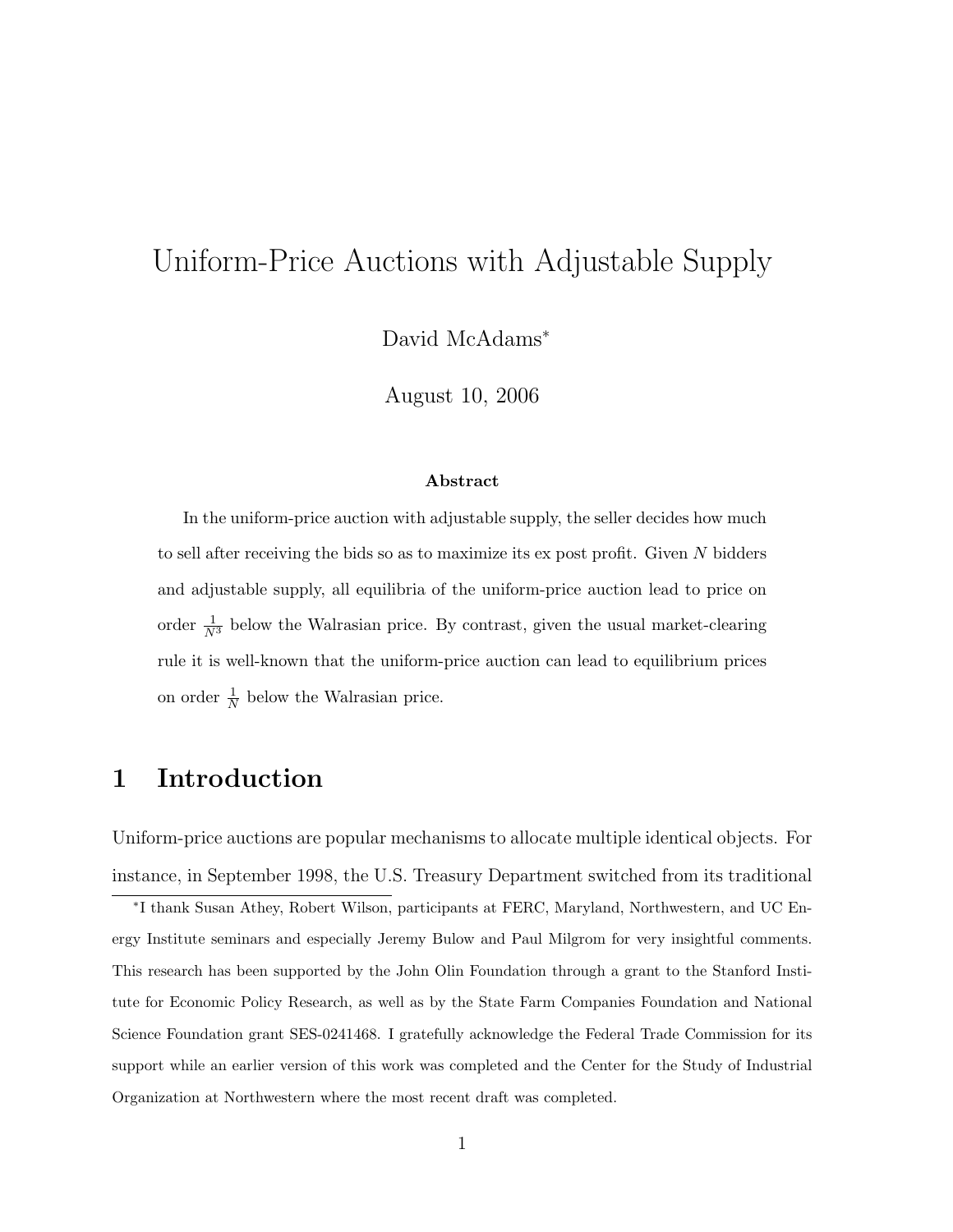# Uniform-Price Auctions with Adjustable Supply

David McAdams*

August 10, 2006

**Abstract**

In the uniform-price auction with adjustable supply, the seller decides how much to sell after receiving the bids so as to maximize its ex post profit. Given $N$ bidders and adjustable supply, all equilibria of the uniform-price auction lead to price on order $\frac{1}{N^3}$ below the Walrasian price. By contrast, given the usual market-clearing rule it is well-known that the uniform-price auction can lead to equilibrium prices on order $\frac{1}{N}$ below the Walrasian price.

## 1 Introduction

Uniform-price auctions are popular mechanisms to allocate multiple identical objects. For instance, in September 1998, the U.S. Treasury Department switched from its traditional

*I thank Susan Athey, Robert Wilson, participants at FERC, Maryland, Northwestern, and UC Energy Institute seminars and especially Jeremy Bulow and Paul Milgrom for very insightful comments. This research has been supported by the John Olin Foundation through a grant to the Stanford Institute for Economic Policy Research, as well as by the State Farm Companies Foundation and National Science Foundation grant SES-0241468. I gratefully acknowledge the Federal Trade Commission for its support while an earlier version of this work was completed and the Center for the Study of Industrial Organization at Northwestern where the most recent draft was completed.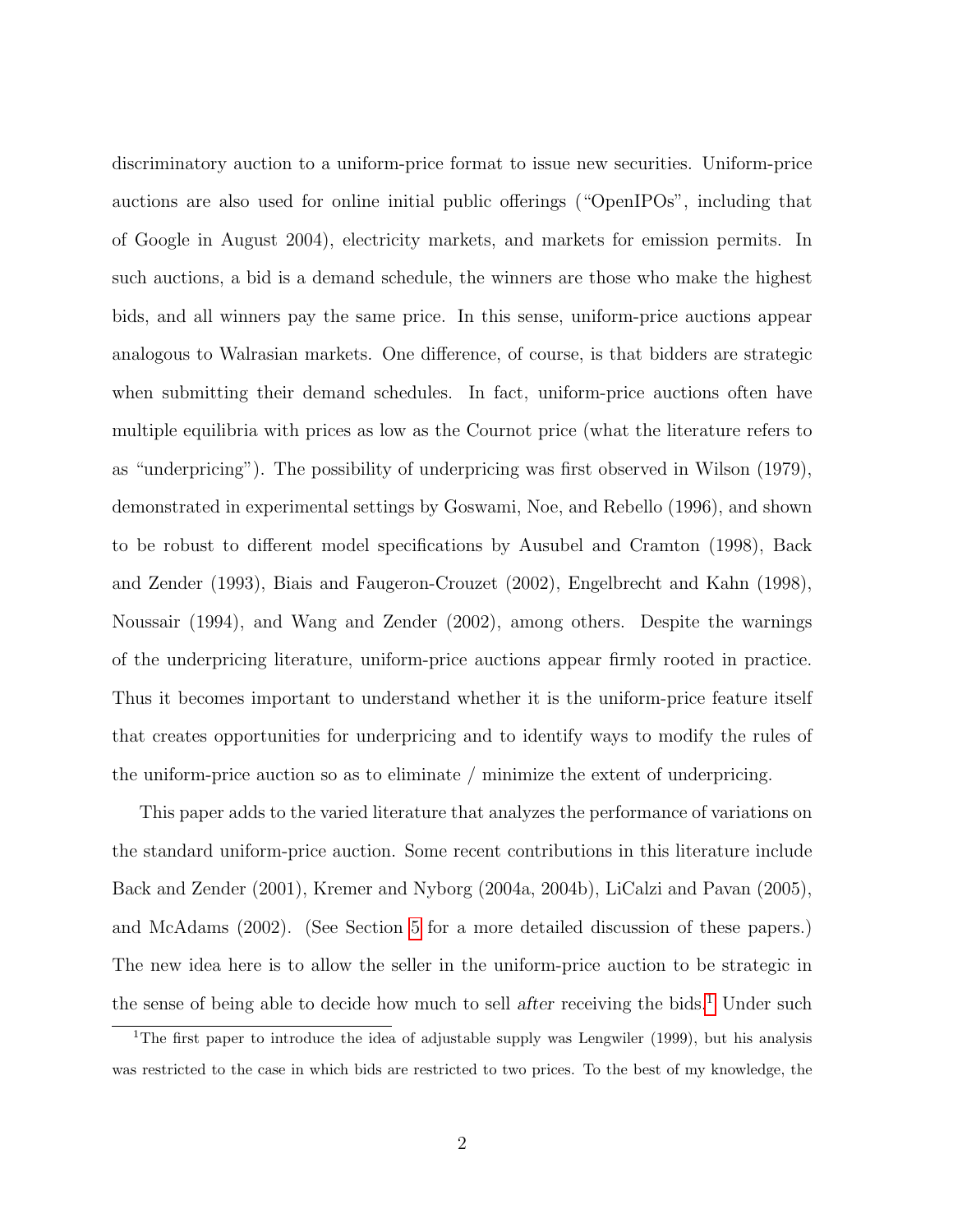discriminatory auction to a uniform-price format to issue new securities. Uniform-price auctions are also used for online initial public offerings ("OpenIPOs", including that of Google in August 2004), electricity markets, and markets for emission permits. In such auctions, a bid is a demand schedule, the winners are those who make the highest bids, and all winners pay the same price. In this sense, uniform-price auctions appear analogous to Walrasian markets. One difference, of course, is that bidders are strategic when submitting their demand schedules. In fact, uniform-price auctions often have multiple equilibria with prices as low as the Cournot price (what the literature refers to as "underpricing"). The possibility of underpricing was first observed in Wilson (1979), demonstrated in experimental settings by Goswami, Noe, and Rebello (1996), and shown to be robust to different model specifications by Ausubel and Cramton (1998), Back and Zender (1993), Biais and Faugeron-Crouzet (2002), Engelbrecht and Kahn (1998), Noussair (1994), and Wang and Zender (2002), among others. Despite the warnings of the underpricing literature, uniform-price auctions appear firmly rooted in practice. Thus it becomes important to understand whether it is the uniform-price feature itself that creates opportunities for underpricing and to identify ways to modify the rules of the uniform-price auction so as to eliminate / minimize the extent of underpricing.

This paper adds to the varied literature that analyzes the performance of variations on the standard uniform-price auction. Some recent contributions in this literature include Back and Zender (2001), Kremer and Nyborg (2004a, 2004b), LiCalzi and Pavan (2005), and McAdams (2002). (See Section 5 for a more detailed discussion of these papers.) The new idea here is to allow the seller in the uniform-price auction to be strategic in the sense of being able to decide how much to sell *after* receiving the bids.[1] Under such

[1] The first paper to introduce the idea of adjustable supply was Lengwiler (1999), but his analysis was restricted to the case in which bids are restricted to two prices. To the best of my knowledge, the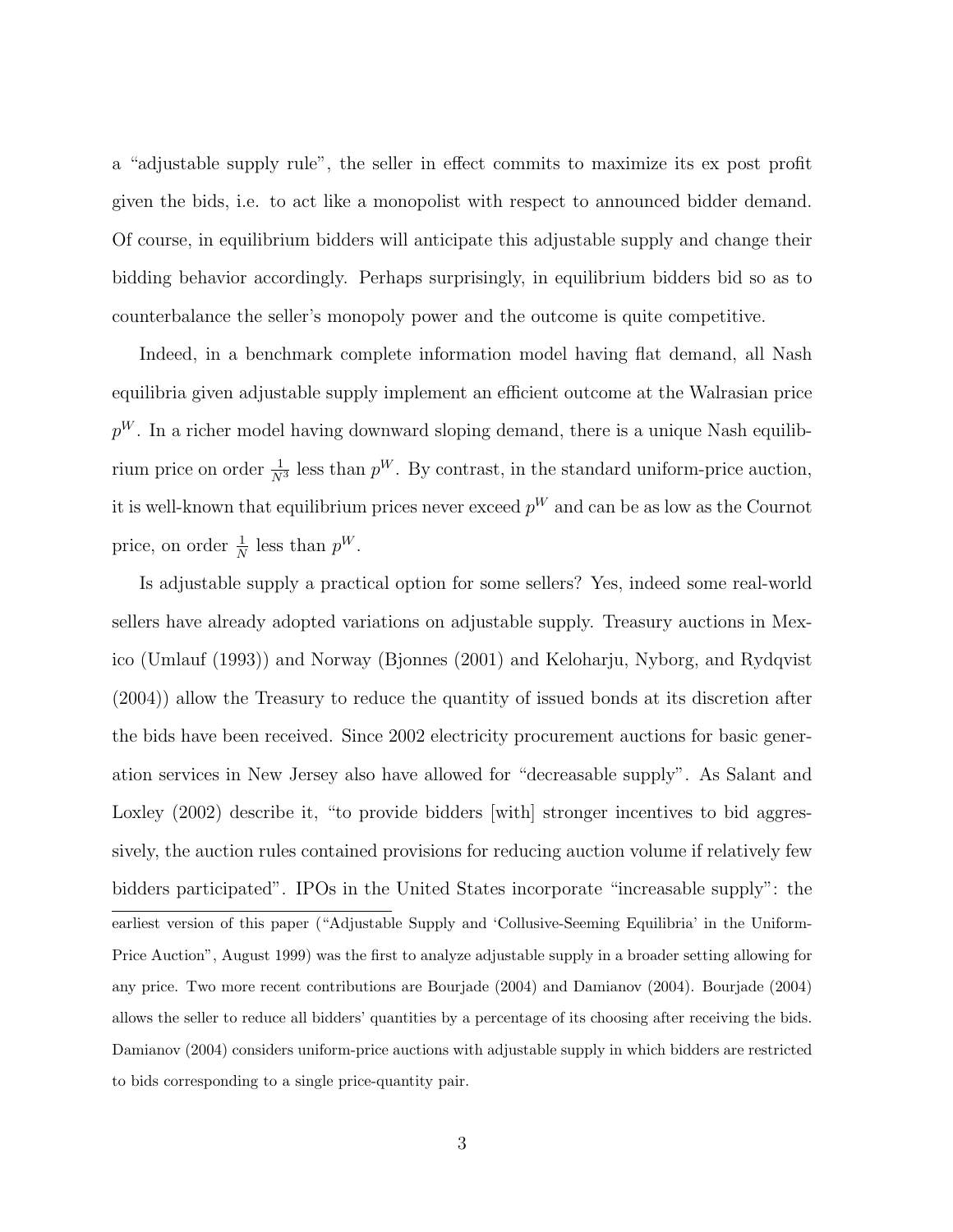a "adjustable supply rule", the seller in effect commits to maximize its ex post profit given the bids, i.e. to act like a monopolist with respect to announced bidder demand. Of course, in equilibrium bidders will anticipate this adjustable supply and change their bidding behavior accordingly. Perhaps surprisingly, in equilibrium bidders bid so as to counterbalance the seller's monopoly power and the outcome is quite competitive.

Indeed, in a benchmark complete information model having flat demand, all Nash equilibria given adjustable supply implement an efficient outcome at the Walrasian price $p^W$. In a richer model having downward sloping demand, there is a unique Nash equilibrium price on order $\frac{1}{N^3}$ less than $p^W$. By contrast, in the standard uniform-price auction, it is well-known that equilibrium prices never exceed $p^W$ and can be as low as the Cournot price, on order $\frac{1}{N}$ less than $p^W$.

Is adjustable supply a practical option for some sellers? Yes, indeed some real-world sellers have already adopted variations on adjustable supply. Treasury auctions in Mexico (Umlauf (1993)) and Norway (Bjonnes (2001) and Keloharju, Nyborg, and Rydqvist (2004)) allow the Treasury to reduce the quantity of issued bonds at its discretion after the bids have been received. Since 2002 electricity procurement auctions for basic generation services in New Jersey also have allowed for "decreasable supply". As Salant and Loxley (2002) describe it, "to provide bidders [with] stronger incentives to bid aggressively, the auction rules contained provisions for reducing auction volume if relatively few bidders participated". IPOs in the United States incorporate "increasable supply": the

---

earliest version of this paper ("Adjustable Supply and 'Collusive-Seeming Equilibria' in the Uniform-Price Auction", August 1999) was the first to analyze adjustable supply in a broader setting allowing for any price. Two more recent contributions are Bourjade (2004) and Damianov (2004). Bourjade (2004) allows the seller to reduce all bidders' quantities by a percentage of its choosing after receiving the bids. Damianov (2004) considers uniform-price auctions with adjustable supply in which bidders are restricted to bids corresponding to a single price-quantity pair.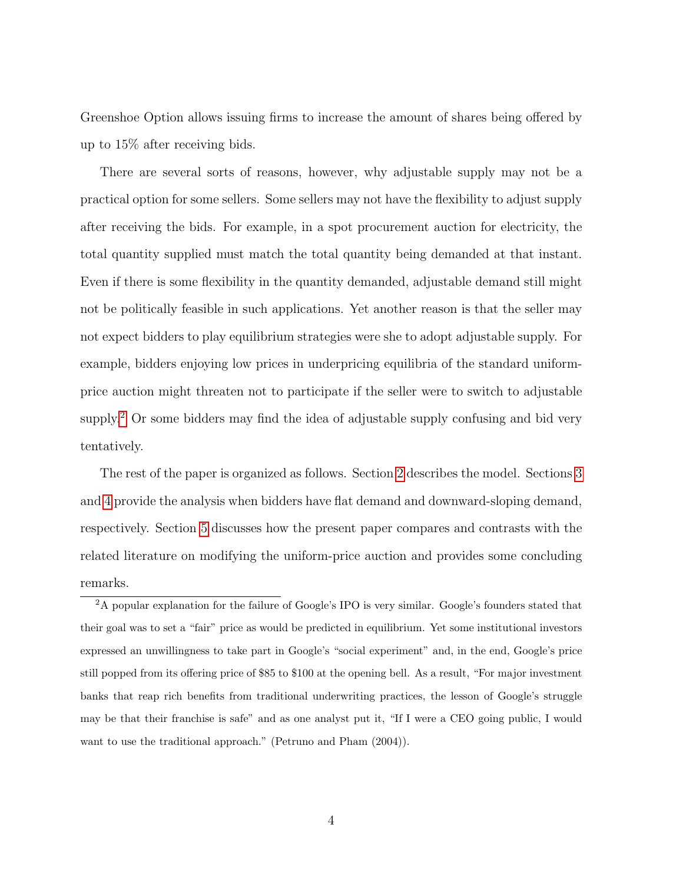Greenshoe Option allows issuing firms to increase the amount of shares being offered by up to 15% after receiving bids.

There are several sorts of reasons, however, why adjustable supply may not be a practical option for some sellers. Some sellers may not have the flexibility to adjust supply after receiving the bids. For example, in a spot procurement auction for electricity, the total quantity supplied must match the total quantity being demanded at that instant. Even if there is some flexibility in the quantity demanded, adjustable demand still might not be politically feasible in such applications. Yet another reason is that the seller may not expect bidders to play equilibrium strategies were she to adopt adjustable supply. For example, bidders enjoying low prices in underpricing equilibria of the standard uniform-price auction might threaten not to participate if the seller were to switch to adjustable supply.[2] Or some bidders may find the idea of adjustable supply confusing and bid very tentatively.

The rest of the paper is organized as follows. Section 2 describes the model. Sections 3 and 4 provide the analysis when bidders have flat demand and downward-sloping demand, respectively. Section 5 discusses how the present paper compares and contrasts with the related literature on modifying the uniform-price auction and provides some concluding remarks.

[2] A popular explanation for the failure of Google's IPO is very similar. Google's founders stated that their goal was to set a "fair" price as would be predicted in equilibrium. Yet some institutional investors expressed an unwillingness to take part in Google's "social experiment" and, in the end, Google's price still popped from its offering price of $85 to $100 at the opening bell. As a result, "For major investment banks that reap rich benefits from traditional underwriting practices, the lesson of Google's struggle may be that their franchise is safe" and as one analyst put it, "If I were a CEO going public, I would want to use the traditional approach." (Petruno and Pham (2004)).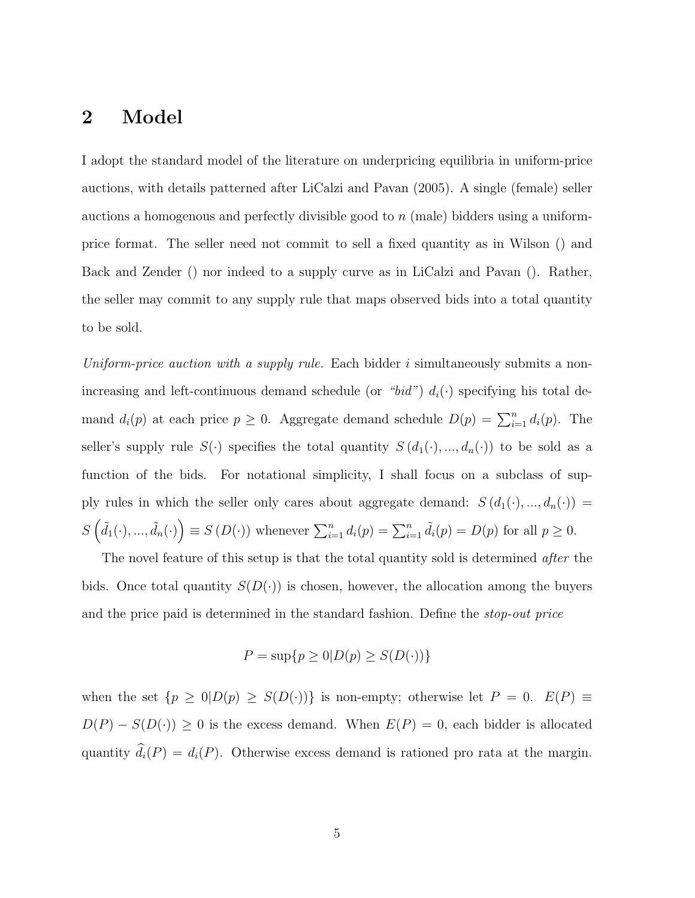## 2 Model

I adopt the standard model of the literature on underpricing equilibria in uniform-price auctions, with details patterned after LiCalzi and Pavan (2005). A single (female) seller auctions a homogenous and perfectly divisible good to $n$ (male) bidders using a uniform-price format. The seller need not commit to sell a fixed quantity as in Wilson () and Back and Zender () nor indeed to a supply curve as in LiCalzi and Pavan (). Rather, the seller may commit to any supply rule that maps observed bids into a total quantity to be sold.

*Uniform-price auction with a supply rule.* Each bidder $i$ simultaneously submits a non-increasing and left-continuous demand schedule (or *"bid"*) $d_i(\cdot)$ specifying his total demand $d_i(p)$ at each price $p \geq 0$. Aggregate demand schedule $D(p) = \sum_{i=1}^{n} d_i(p)$. The seller's supply rule $S(\cdot)$ specifies the total quantity $S\left(d_1(\cdot), ..., d_n(\cdot)\right)$ to be sold as a function of the bids. For notational simplicity, I shall focus on a subclass of supply rules in which the seller only cares about aggregate demand: $S\left(d_1(\cdot), ..., d_n(\cdot)\right) = S\left(\tilde{d}_1(\cdot), ..., \tilde{d}_n(\cdot)\right) \equiv S\left(D(\cdot)\right)$ whenever $\sum_{i=1}^{n} d_i(p) = \sum_{i=1}^{n} \tilde{d}_i(p) = D(p)$ for all $p \geq 0$.

The novel feature of this setup is that the total quantity sold is determined *after* the bids. Once total quantity $S(D(\cdot))$ is chosen, however, the allocation among the buyers and the price paid is determined in the standard fashion. Define the *stop-out price*

$$P = \sup\{p \geq 0 | D(p) \geq S(D(\cdot))\}$$

when the set $\{p \geq 0 | D(p) \geq S(D(\cdot))\}$ is non-empty; otherwise let $P = 0$. $E(P) \equiv D(P) - S(D(\cdot)) \geq 0$ is the excess demand. When $E(P) = 0$, each bidder is allocated quantity $\widehat{d}_i(P) = d_i(P)$. Otherwise excess demand is rationed pro rata at the margin.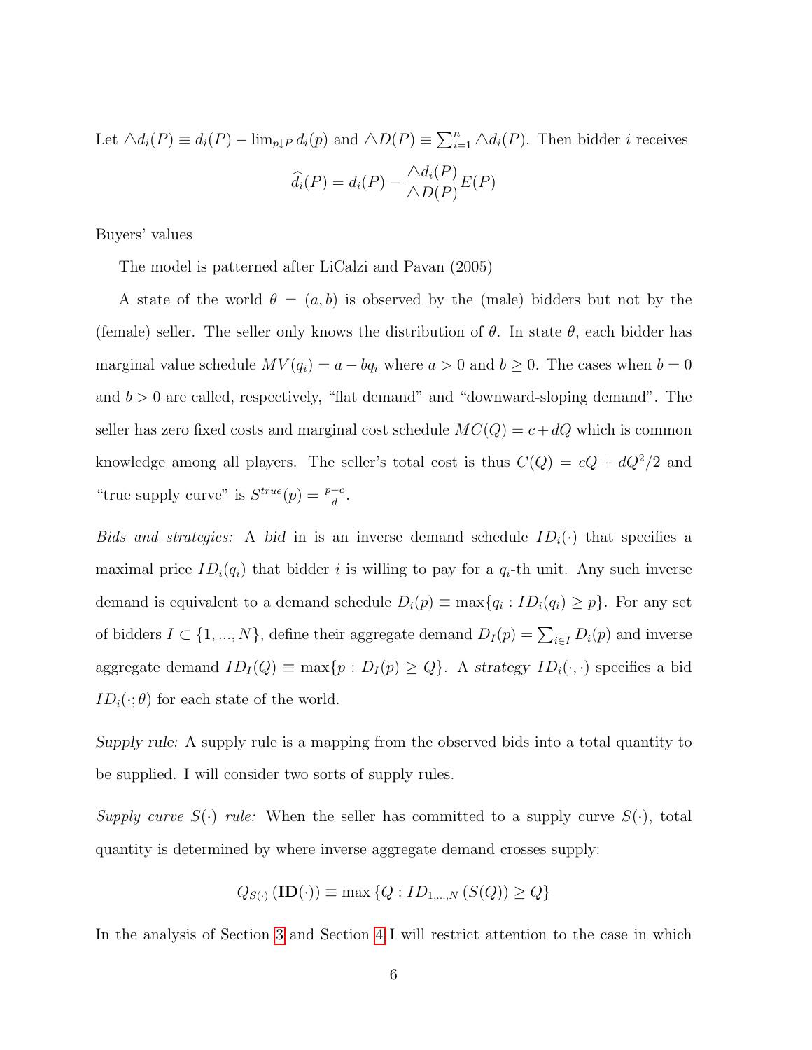Let $\triangle d_i(P) \equiv d_i(P) - \lim_{p \downarrow P} d_i(p)$ and $\triangle D(P) \equiv \sum_{i=1}^{n} \triangle d_i(P)$. Then bidder $i$ receives

$$\widehat{d}_i(P) = d_i(P) - \frac{\triangle d_i(P)}{\triangle D(P)} E(P)$$

Buyers' values

The model is patterned after LiCalzi and Pavan (2005)

A state of the world $\theta = (a, b)$ is observed by the (male) bidders but not by the (female) seller. The seller only knows the distribution of $\theta$. In state $\theta$, each bidder has marginal value schedule $MV(q_i) = a - bq_i$ where $a > 0$ and $b \geq 0$. The cases when $b = 0$ and $b > 0$ are called, respectively, "flat demand" and "downward-sloping demand". The seller has zero fixed costs and marginal cost schedule $MC(Q) = c + dQ$ which is common knowledge among all players. The seller's total cost is thus $C(Q) = cQ + dQ^2/2$ and "true supply curve" is $S^{true}(p) = \frac{p-c}{d}$.

*Bids and strategies:* A *bid* in is an inverse demand schedule $ID_i(\cdot)$ that specifies a maximal price $ID_i(q_i)$ that bidder $i$ is willing to pay for a $q_i$-th unit. Any such inverse demand is equivalent to a demand schedule $D_i(p) \equiv \max\{q_i : ID_i(q_i) \geq p\}$. For any set of bidders $I \subset \{1, ..., N\}$, define their aggregate demand $D_I(p) = \sum_{i \in I} D_i(p)$ and inverse aggregate demand $ID_I(Q) \equiv \max\{p : D_I(p) \geq Q\}$. A *strategy* $ID_i(\cdot, \cdot)$ specifies a bid $ID_i(\cdot; \theta)$ for each state of the world.

*Supply rule:* A supply rule is a mapping from the observed bids into a total quantity to be supplied. I will consider two sorts of supply rules.

*Supply curve $S(\cdot)$ rule:* When the seller has committed to a supply curve $S(\cdot)$, total quantity is determined by where inverse aggregate demand crosses supply:

$$Q_{S(\cdot)}\left(\mathbf{ID}(\cdot)\right) \equiv \max\left\{Q : ID_{1,...,N}\left(S(Q)\right) \geq Q\right\}$$

In the analysis of Section 3 and Section 4 I will restrict attention to the case in which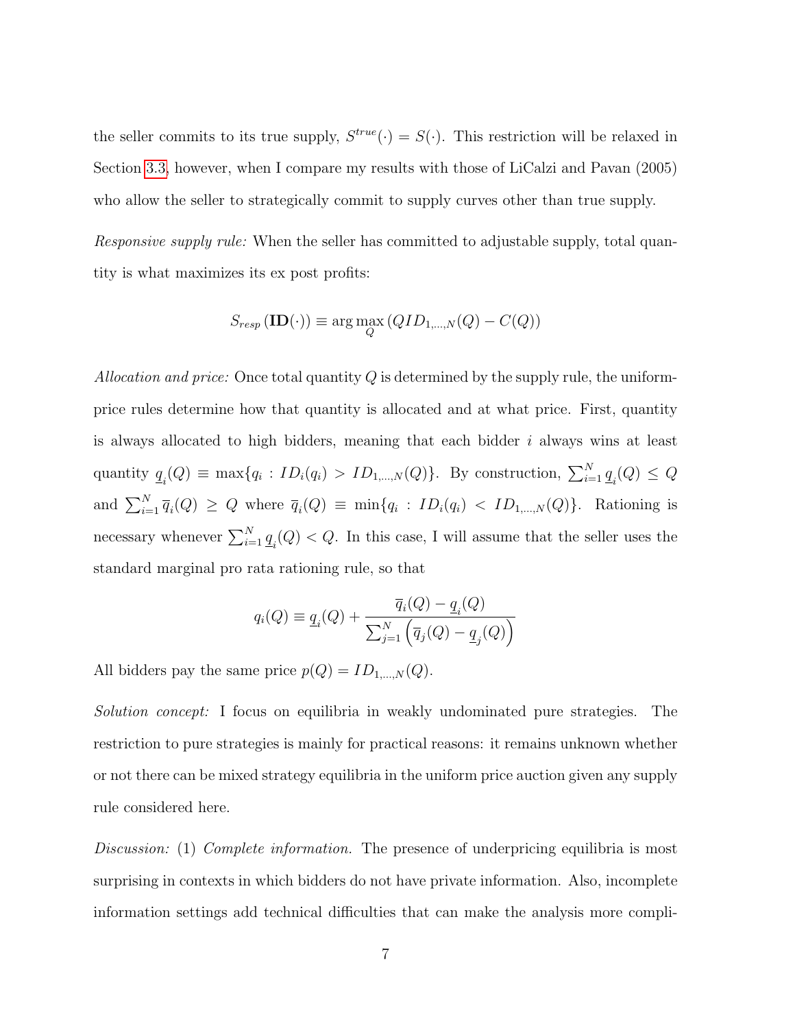the seller commits to its true supply, $S^{true}(\cdot) = S(\cdot)$. This restriction will be relaxed in Section 3.3, however, when I compare my results with those of LiCalzi and Pavan (2005) who allow the seller to strategically commit to supply curves other than true supply.

*Responsive supply rule:* When the seller has committed to adjustable supply, total quantity is what maximizes its ex post profits:

$$S_{resp}\left(\mathbf{ID}(\cdot)\right) \equiv \arg\max_{Q} \left(Q ID_{1,\ldots,N}(Q) - C(Q)\right)$$

*Allocation and price:* Once total quantity $Q$ is determined by the supply rule, the uniform-price rules determine how that quantity is allocated and at what price. First, quantity is always allocated to high bidders, meaning that each bidder $i$ always wins at least quantity $\underline{q}_i(Q) \equiv \max\{q_i : ID_i(q_i) > ID_{1,\ldots,N}(Q)\}$. By construction, $\sum_{i=1}^{N} \underline{q}_i(Q) \leq Q$ and $\sum_{i=1}^{N} \overline{q}_i(Q) \geq Q$ where $\overline{q}_i(Q) \equiv \min\{q_i : ID_i(q_i) < ID_{1,\ldots,N}(Q)\}$. Rationing is necessary whenever $\sum_{i=1}^{N} \underline{q}_i(Q) < Q$. In this case, I will assume that the seller uses the standard marginal pro rata rationing rule, so that

$$q_i(Q) \equiv \underline{q}_i(Q) + \frac{\overline{q}_i(Q) - \underline{q}_i(Q)}{\sum_{j=1}^{N}\left(\overline{q}_j(Q) - \underline{q}_j(Q)\right)}$$

All bidders pay the same price $p(Q) = ID_{1,\ldots,N}(Q)$.

*Solution concept:* I focus on equilibria in weakly undominated pure strategies. The restriction to pure strategies is mainly for practical reasons: it remains unknown whether or not there can be mixed strategy equilibria in the uniform price auction given any supply rule considered here.

*Discussion:* (1) *Complete information.* The presence of underpricing equilibria is most surprising in contexts in which bidders do not have private information. Also, incomplete information settings add technical difficulties that can make the analysis more compli-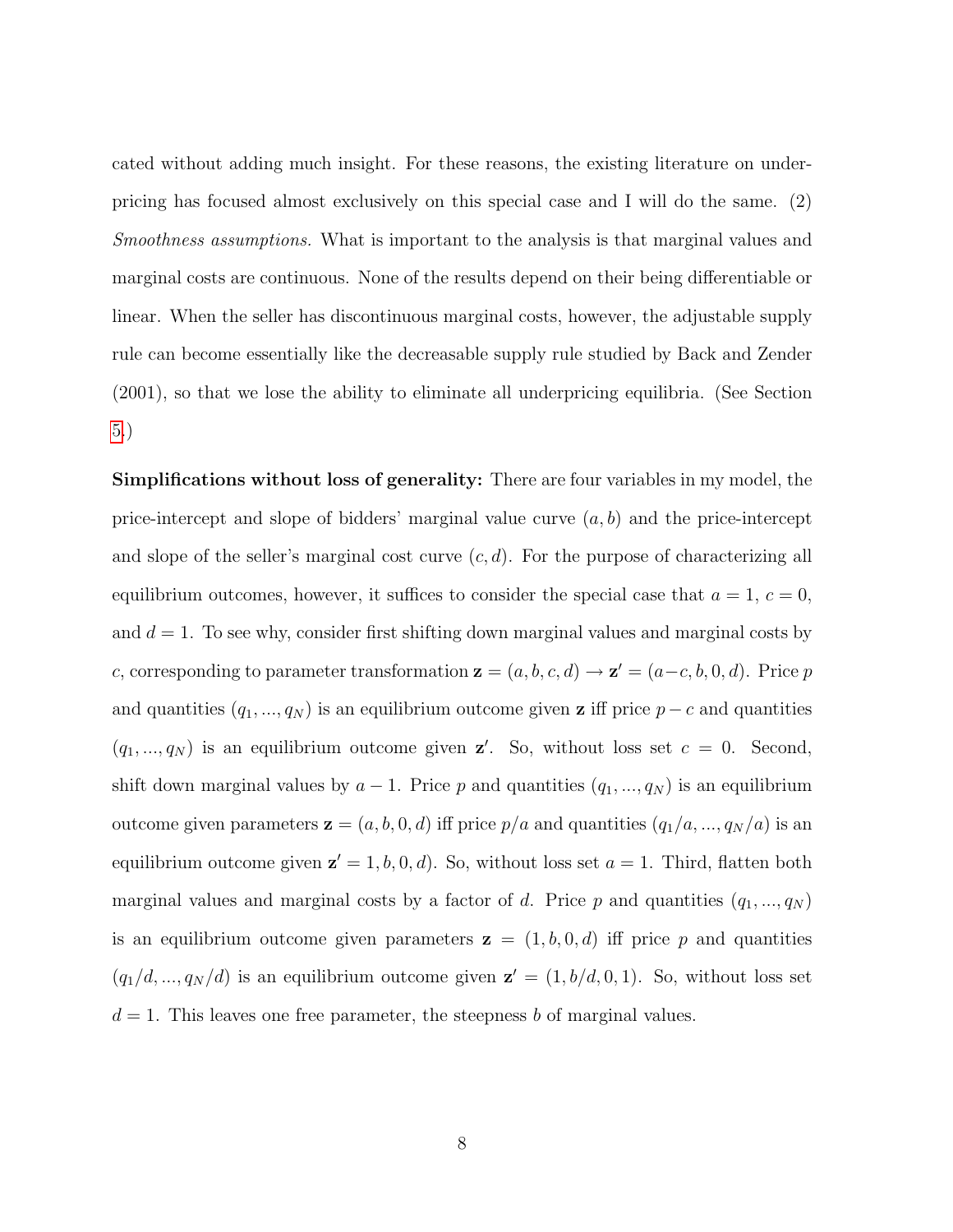cated without adding much insight. For these reasons, the existing literature on underpricing has focused almost exclusively on this special case and I will do the same. (2) *Smoothness assumptions.* What is important to the analysis is that marginal values and marginal costs are continuous. None of the results depend on their being differentiable or linear. When the seller has discontinuous marginal costs, however, the adjustable supply rule can become essentially like the decreasable supply rule studied by Back and Zender (2001), so that we lose the ability to eliminate all underpricing equilibria. (See Section 5.)

**Simplifications without loss of generality:** There are four variables in my model, the price-intercept and slope of bidders' marginal value curve $(a, b)$ and the price-intercept and slope of the seller's marginal cost curve $(c, d)$. For the purpose of characterizing all equilibrium outcomes, however, it suffices to consider the special case that $a = 1$, $c = 0$, and $d = 1$. To see why, consider first shifting down marginal values and marginal costs by $c$, corresponding to parameter transformation $\mathbf{z} = (a, b, c, d) \rightarrow \mathbf{z}' = (a-c, b, 0, d)$. Price $p$ and quantities $(q_1, ..., q_N)$ is an equilibrium outcome given $\mathbf{z}$ iff price $p - c$ and quantities $(q_1, ..., q_N)$ is an equilibrium outcome given $\mathbf{z}'$. So, without loss set $c = 0$. Second, shift down marginal values by $a - 1$. Price $p$ and quantities $(q_1, ..., q_N)$ is an equilibrium outcome given parameters $\mathbf{z} = (a, b, 0, d)$ iff price $p/a$ and quantities $(q_1/a, ..., q_N/a)$ is an equilibrium outcome given $\mathbf{z}' = 1, b, 0, d)$. So, without loss set $a = 1$. Third, flatten both marginal values and marginal costs by a factor of $d$. Price $p$ and quantities $(q_1, ..., q_N)$ is an equilibrium outcome given parameters $\mathbf{z} = (1, b, 0, d)$ iff price $p$ and quantities $(q_1/d, ..., q_N/d)$ is an equilibrium outcome given $\mathbf{z}' = (1, b/d, 0, 1)$. So, without loss set $d = 1$. This leaves one free parameter, the steepness $b$ of marginal values.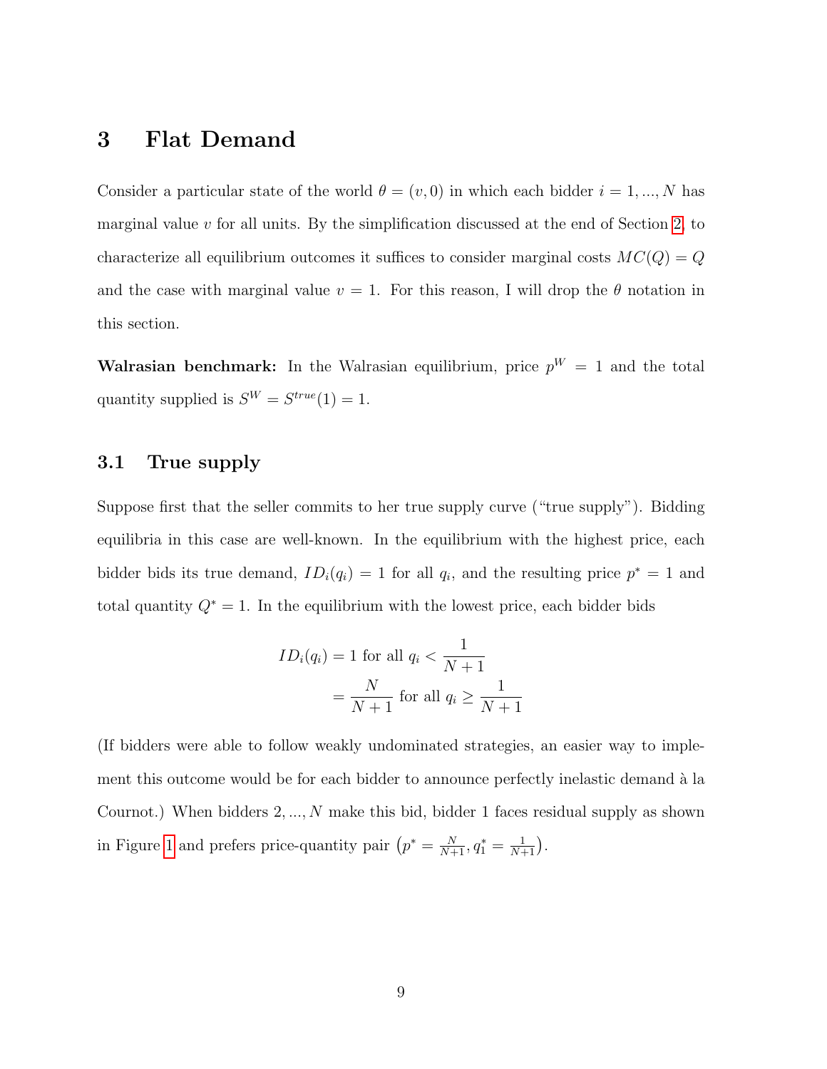# 3 Flat Demand

Consider a particular state of the world $\theta = (v, 0)$ in which each bidder $i = 1, ..., N$ has marginal value $v$ for all units. By the simplification discussed at the end of Section 2, to characterize all equilibrium outcomes it suffices to consider marginal costs $MC(Q) = Q$ and the case with marginal value $v = 1$. For this reason, I will drop the $\theta$ notation in this section.

**Walrasian benchmark:** In the Walrasian equilibrium, price $p^W = 1$ and the total quantity supplied is $S^W = S^{true}(1) = 1$.

## 3.1 True supply

Suppose first that the seller commits to her true supply curve ("true supply"). Bidding equilibria in this case are well-known. In the equilibrium with the highest price, each bidder bids its true demand, $ID_i(q_i) = 1$ for all $q_i$, and the resulting price $p^* = 1$ and total quantity $Q^* = 1$. In the equilibrium with the lowest price, each bidder bids

$$
\begin{aligned}
ID_i(q_i) &= 1 \text{ for all } q_i < \frac{1}{N+1} \\
&= \frac{N}{N+1} \text{ for all } q_i \geq \frac{1}{N+1}
\end{aligned}
$$

(If bidders were able to follow weakly undominated strategies, an easier way to implement this outcome would be for each bidder to announce perfectly inelastic demand à la Cournot.) When bidders $2, ..., N$ make this bid, bidder 1 faces residual supply as shown in Figure 1 and prefers price-quantity pair $\left(p^* = \frac{N}{N+1}, q_1^* = \frac{1}{N+1}\right)$.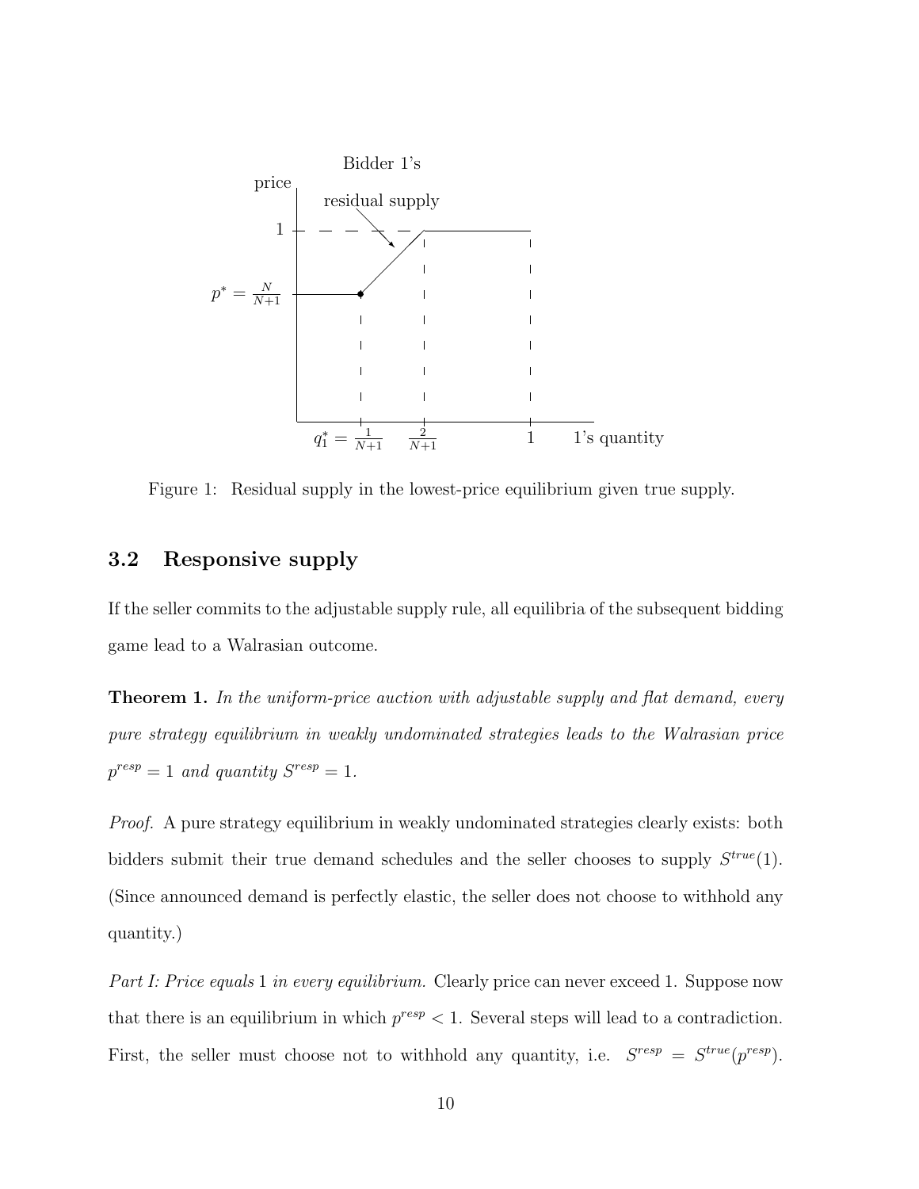Figure 1: Residual supply in the lowest-price equilibrium given true supply.

## 3.2 Responsive supply

If the seller commits to the adjustable supply rule, all equilibria of the subsequent bidding game lead to a Walrasian outcome.

**Theorem 1.** *In the uniform-price auction with adjustable supply and flat demand, every pure strategy equilibrium in weakly undominated strategies leads to the Walrasian price* $p^{resp} = 1$ *and quantity* $S^{resp} = 1$.

*Proof.* A pure strategy equilibrium in weakly undominated strategies clearly exists: both bidders submit their true demand schedules and the seller chooses to supply $S^{true}(1)$. (Since announced demand is perfectly elastic, the seller does not choose to withhold any quantity.)

*Part I: Price equals* 1 *in every equilibrium.* Clearly price can never exceed 1. Suppose now that there is an equilibrium in which $p^{resp} < 1$. Several steps will lead to a contradiction. First, the seller must choose not to withhold any quantity, i.e. $S^{resp} = S^{true}(p^{resp})$.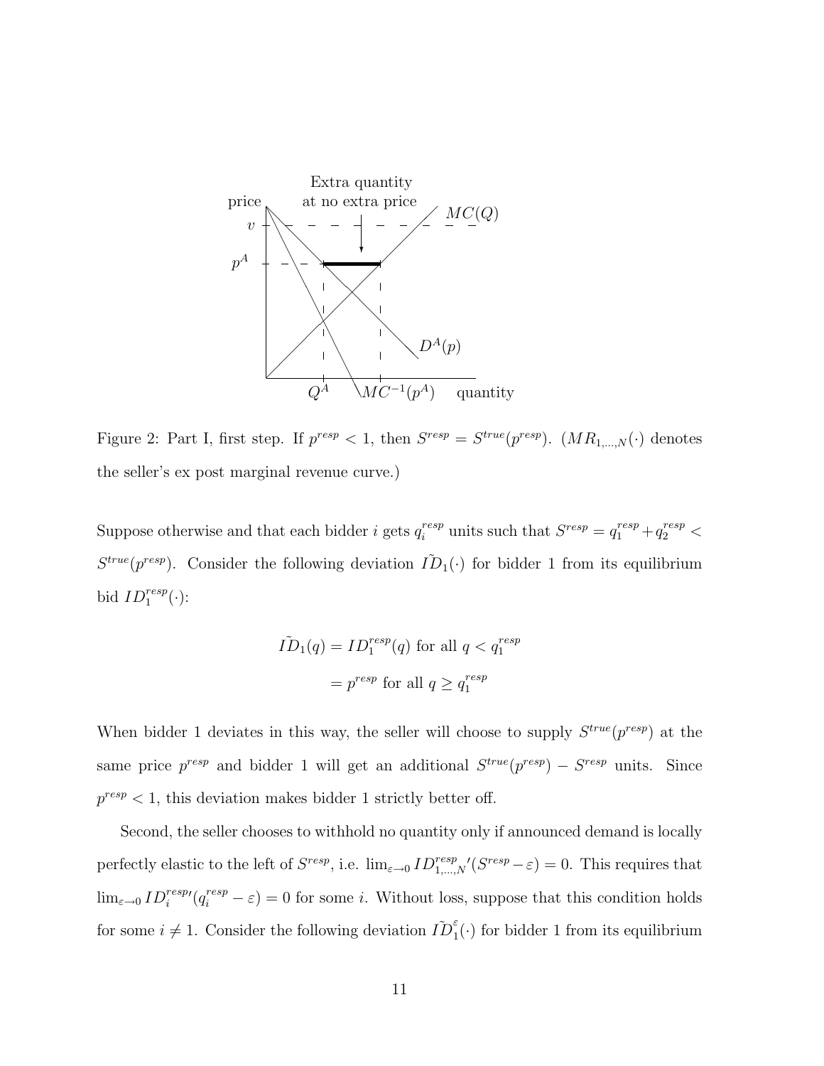Figure 2: Part I, first step. If $p^{resp} < 1$, then $S^{resp} = S^{true}(p^{resp})$. ($MR_{1,...,N}(\cdot)$ denotes the seller's ex post marginal revenue curve.)

Suppose otherwise and that each bidder $i$ gets $q_i^{resp}$ units such that $S^{resp} = q_1^{resp} + q_2^{resp} < S^{true}(p^{resp})$. Consider the following deviation $\tilde{ID}_1(\cdot)$ for bidder 1 from its equilibrium bid $ID_1^{resp}(\cdot)$:

$$\tilde{ID}_1(q) = ID_1^{resp}(q) \text{ for all } q < q_1^{resp}$$
$$= p^{resp} \text{ for all } q \geq q_1^{resp}$$

When bidder 1 deviates in this way, the seller will choose to supply $S^{true}(p^{resp})$ at the same price $p^{resp}$ and bidder 1 will get an additional $S^{true}(p^{resp}) - S^{resp}$ units. Since $p^{resp} < 1$, this deviation makes bidder 1 strictly better off.

Second, the seller chooses to withhold no quantity only if announced demand is locally perfectly elastic to the left of $S^{resp}$, i.e. $\lim_{\varepsilon \to 0} ID_{1,...,N}^{resp\prime}(S^{resp} - \varepsilon) = 0$. This requires that $\lim_{\varepsilon \to 0} ID_i^{resp\prime}(q_i^{resp} - \varepsilon) = 0$ for some $i$. Without loss, suppose that this condition holds for some $i \neq 1$. Consider the following deviation $\tilde{ID}_1^{\varepsilon}(\cdot)$ for bidder 1 from its equilibrium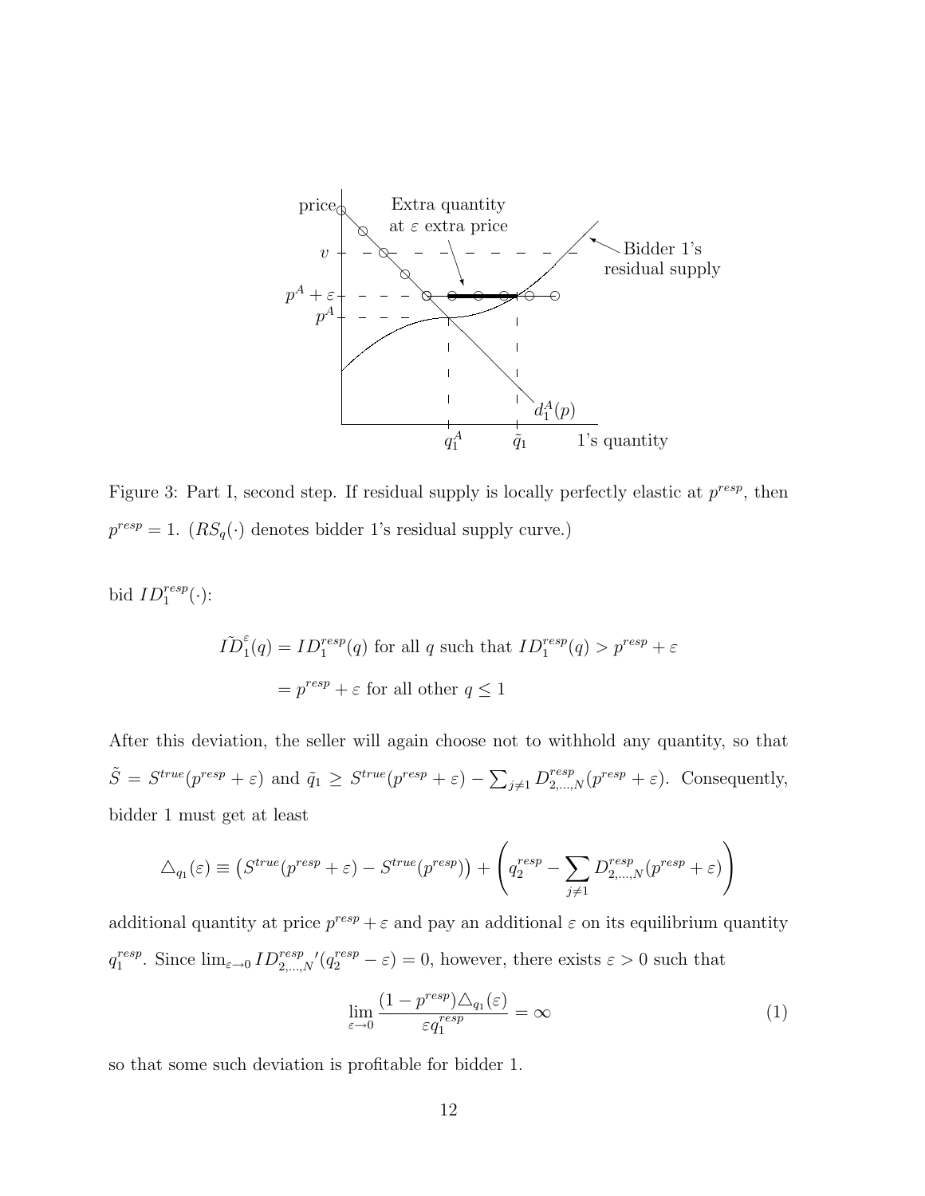Figure 3: Part I, second step. If residual supply is locally perfectly elastic at $p^{resp}$, then $p^{resp} = 1$. ($RS_q(\cdot)$ denotes bidder 1's residual supply curve.)

bid $ID_1^{resp}(\cdot)$:

$$\tilde{ID}_1^{\varepsilon}(q) = ID_1^{resp}(q) \text{ for all } q \text{ such that } ID_1^{resp}(q) > p^{resp} + \varepsilon$$

$$= p^{resp} + \varepsilon \text{ for all other } q \leq 1$$

After this deviation, the seller will again choose not to withhold any quantity, so that $\tilde{S} = S^{true}(p^{resp} + \varepsilon)$ and $\tilde{q}_1 \geq S^{true}(p^{resp} + \varepsilon) - \sum_{j \neq 1} D_{2,\ldots,N}^{resp}(p^{resp} + \varepsilon)$. Consequently, bidder 1 must get at least

$$\triangle_{q_1}(\varepsilon) \equiv \left(S^{true}(p^{resp} + \varepsilon) - S^{true}(p^{resp})\right) + \left(q_2^{resp} - \sum_{j \neq 1} D_{2,\ldots,N}^{resp}(p^{resp} + \varepsilon)\right)$$

additional quantity at price $p^{resp} + \varepsilon$ and pay an additional $\varepsilon$ on its equilibrium quantity $q_1^{resp}$. Since $\lim_{\varepsilon \to 0} ID_{2,\ldots,N}^{resp\,\prime}(q_2^{resp} - \varepsilon) = 0$, however, there exists $\varepsilon > 0$ such that

$$\lim_{\varepsilon \to 0} \frac{(1 - p^{resp})\triangle_{q_1}(\varepsilon)}{\varepsilon q_1^{resp}} = \infty \tag{1}$$

so that some such deviation is profitable for bidder 1.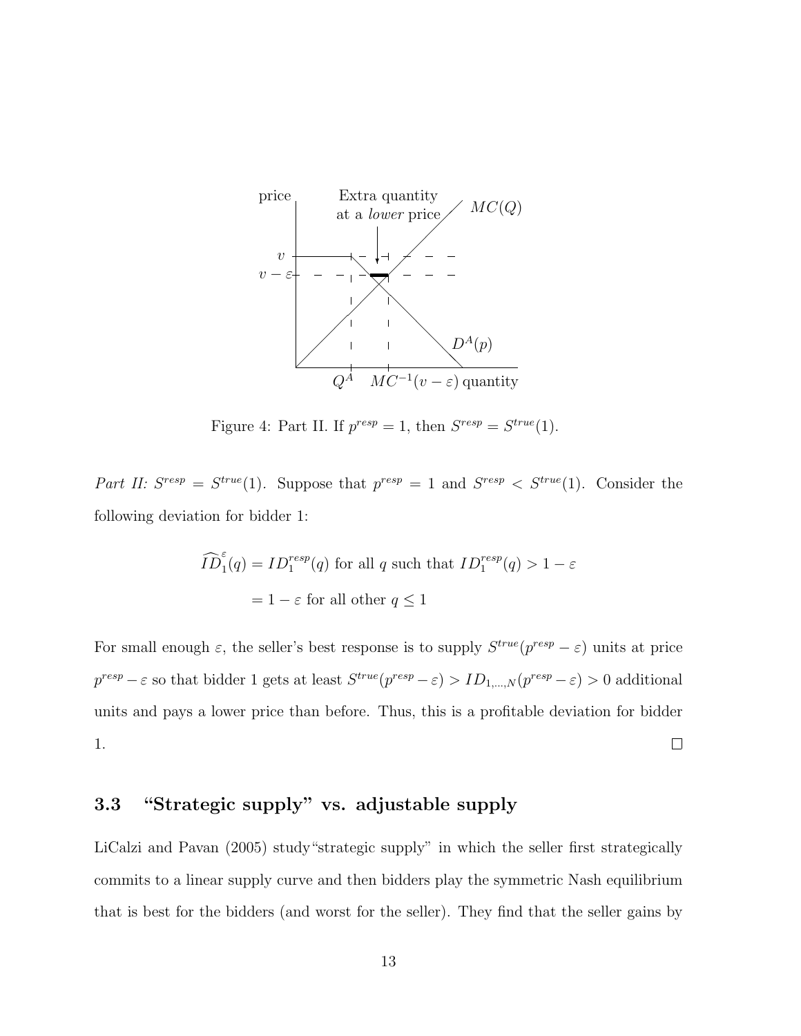Figure 4: Part II. If $p^{resp} = 1$, then $S^{resp} = S^{true}(1)$.

*Part II: $S^{resp} = S^{true}(1)$.* Suppose that $p^{resp} = 1$ and $S^{resp} < S^{true}(1)$. Consider the following deviation for bidder 1:

$$\widehat{ID}_1^{\varepsilon}(q) = ID_1^{resp}(q) \text{ for all } q \text{ such that } ID_1^{resp}(q) > 1 - \varepsilon$$

$$= 1 - \varepsilon \text{ for all other } q \leq 1$$

For small enough $\varepsilon$, the seller's best response is to supply $S^{true}(p^{resp} - \varepsilon)$ units at price $p^{resp} - \varepsilon$ so that bidder 1 gets at least $S^{true}(p^{resp} - \varepsilon) > ID_{1,\ldots,N}(p^{resp} - \varepsilon) > 0$ additional units and pays a lower price than before. Thus, this is a profitable deviation for bidder 1. $\square$

### 3.3 "Strategic supply" vs. adjustable supply

LiCalzi and Pavan (2005) study"strategic supply" in which the seller first strategically commits to a linear supply curve and then bidders play the symmetric Nash equilibrium that is best for the bidders (and worst for the seller). They find that the seller gains by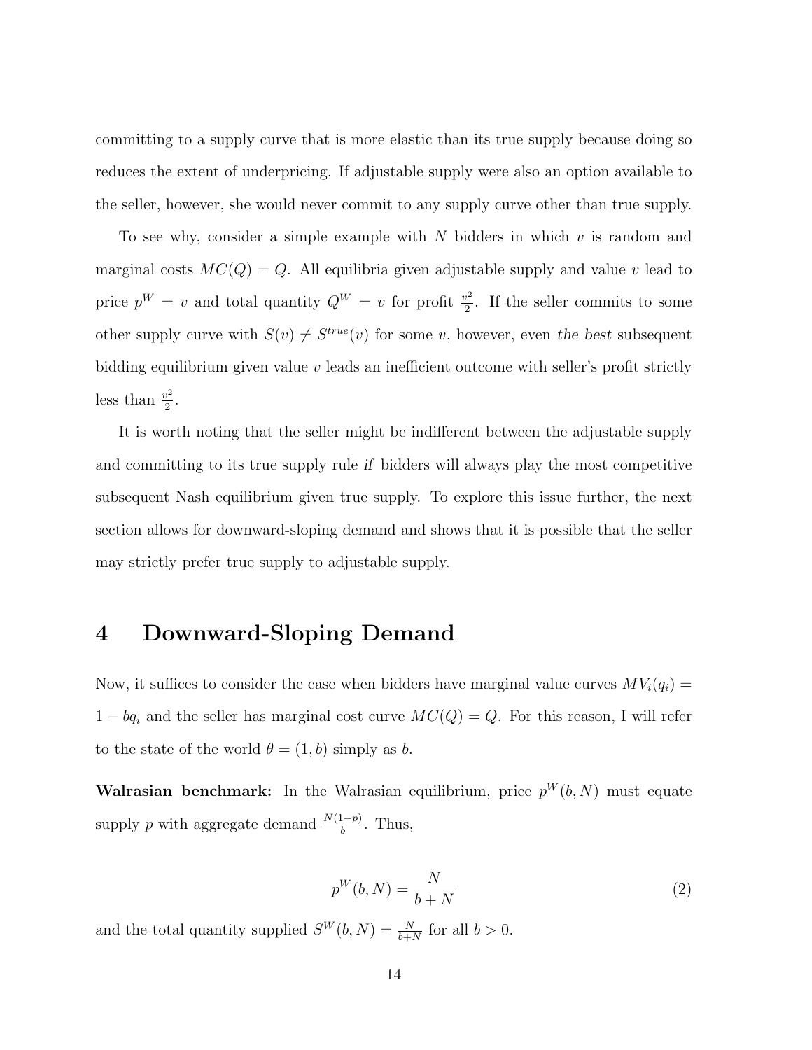committing to a supply curve that is more elastic than its true supply because doing so reduces the extent of underpricing. If adjustable supply were also an option available to the seller, however, she would never commit to any supply curve other than true supply.

To see why, consider a simple example with $N$ bidders in which $v$ is random and marginal costs $MC(Q) = Q$. All equilibria given adjustable supply and value $v$ lead to price $p^W = v$ and total quantity $Q^W = v$ for profit $\frac{v^2}{2}$. If the seller commits to some other supply curve with $S(v) \neq S^{true}(v)$ for some $v$, however, even *the best* subsequent bidding equilibrium given value $v$ leads an inefficient outcome with seller's profit strictly less than $\frac{v^2}{2}$.

It is worth noting that the seller might be indifferent between the adjustable supply and committing to its true supply rule *if* bidders will always play the most competitive subsequent Nash equilibrium given true supply. To explore this issue further, the next section allows for downward-sloping demand and shows that it is possible that the seller may strictly prefer true supply to adjustable supply.

# 4 Downward-Sloping Demand

Now, it suffices to consider the case when bidders have marginal value curves $MV_i(q_i) = 1 - bq_i$ and the seller has marginal cost curve $MC(Q) = Q$. For this reason, I will refer to the state of the world $\theta = (1, b)$ simply as $b$.

**Walrasian benchmark:** In the Walrasian equilibrium, price $p^W(b, N)$ must equate supply $p$ with aggregate demand $\frac{N(1-p)}{b}$. Thus,

$$p^W(b, N) = \frac{N}{b + N} \tag{2}$$

and the total quantity supplied $S^W(b, N) = \frac{N}{b+N}$ for all $b > 0$.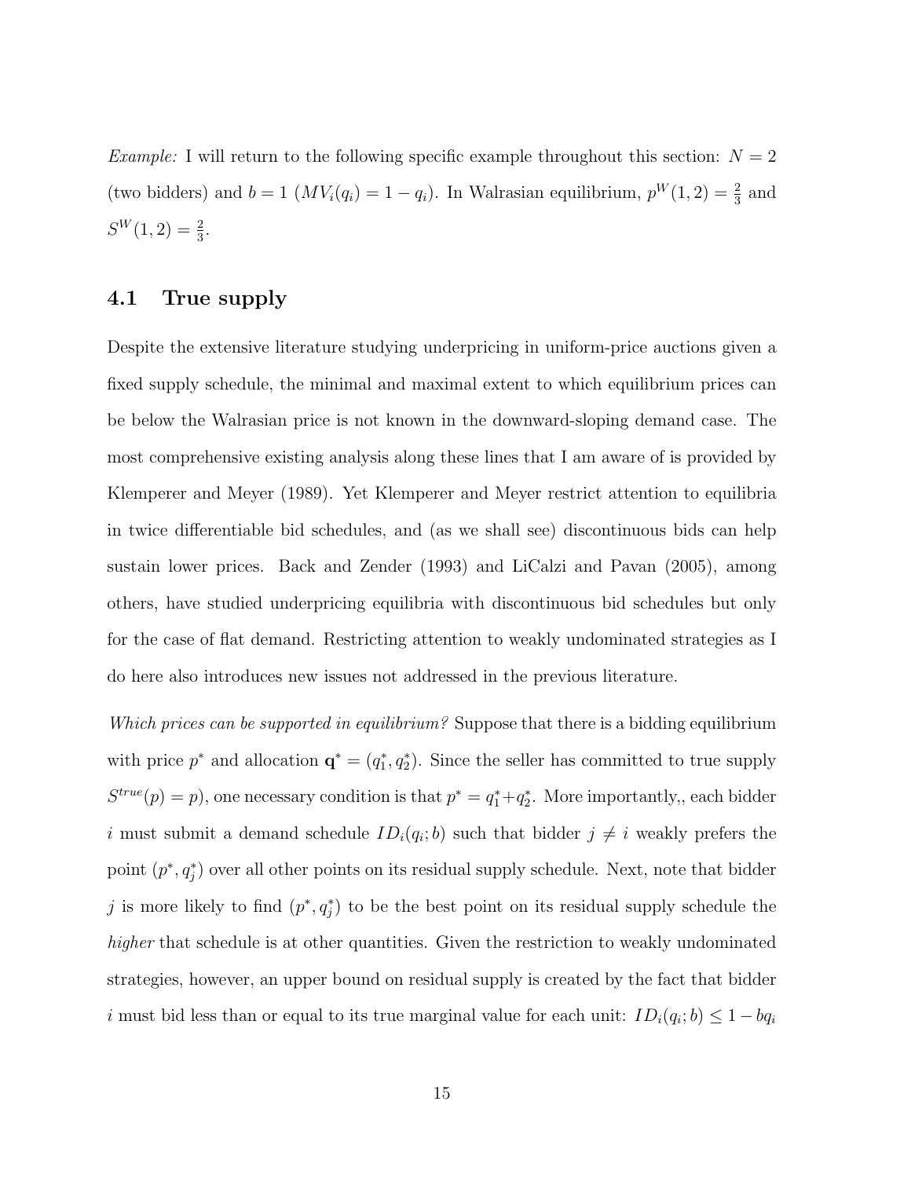*Example:* I will return to the following specific example throughout this section: $N = 2$ (two bidders) and $b = 1$ ($MV_i(q_i) = 1 - q_i$). In Walrasian equilibrium, $p^W(1, 2) = \frac{2}{3}$ and $S^W(1, 2) = \frac{2}{3}$.

## 4.1 True supply

Despite the extensive literature studying underpricing in uniform-price auctions given a fixed supply schedule, the minimal and maximal extent to which equilibrium prices can be below the Walrasian price is not known in the downward-sloping demand case. The most comprehensive existing analysis along these lines that I am aware of is provided by Klemperer and Meyer (1989). Yet Klemperer and Meyer restrict attention to equilibria in twice differentiable bid schedules, and (as we shall see) discontinuous bids can help sustain lower prices. Back and Zender (1993) and LiCalzi and Pavan (2005), among others, have studied underpricing equilibria with discontinuous bid schedules but only for the case of flat demand. Restricting attention to weakly undominated strategies as I do here also introduces new issues not addressed in the previous literature.

*Which prices can be supported in equilibrium?* Suppose that there is a bidding equilibrium with price $p^*$ and allocation $\mathbf{q}^* = (q_1^*, q_2^*)$. Since the seller has committed to true supply $S^{true}(p) = p$), one necessary condition is that $p^* = q_1^* + q_2^*$. More importantly,, each bidder $i$ must submit a demand schedule $ID_i(q_i; b)$ such that bidder $j \neq i$ weakly prefers the point $(p^*, q_j^*)$ over all other points on its residual supply schedule. Next, note that bidder $j$ is more likely to find $(p^*, q_j^*)$ to be the best point on its residual supply schedule the *higher* that schedule is at other quantities. Given the restriction to weakly undominated strategies, however, an upper bound on residual supply is created by the fact that bidder $i$ must bid less than or equal to its true marginal value for each unit: $ID_i(q_i; b) \leq 1 - bq_i$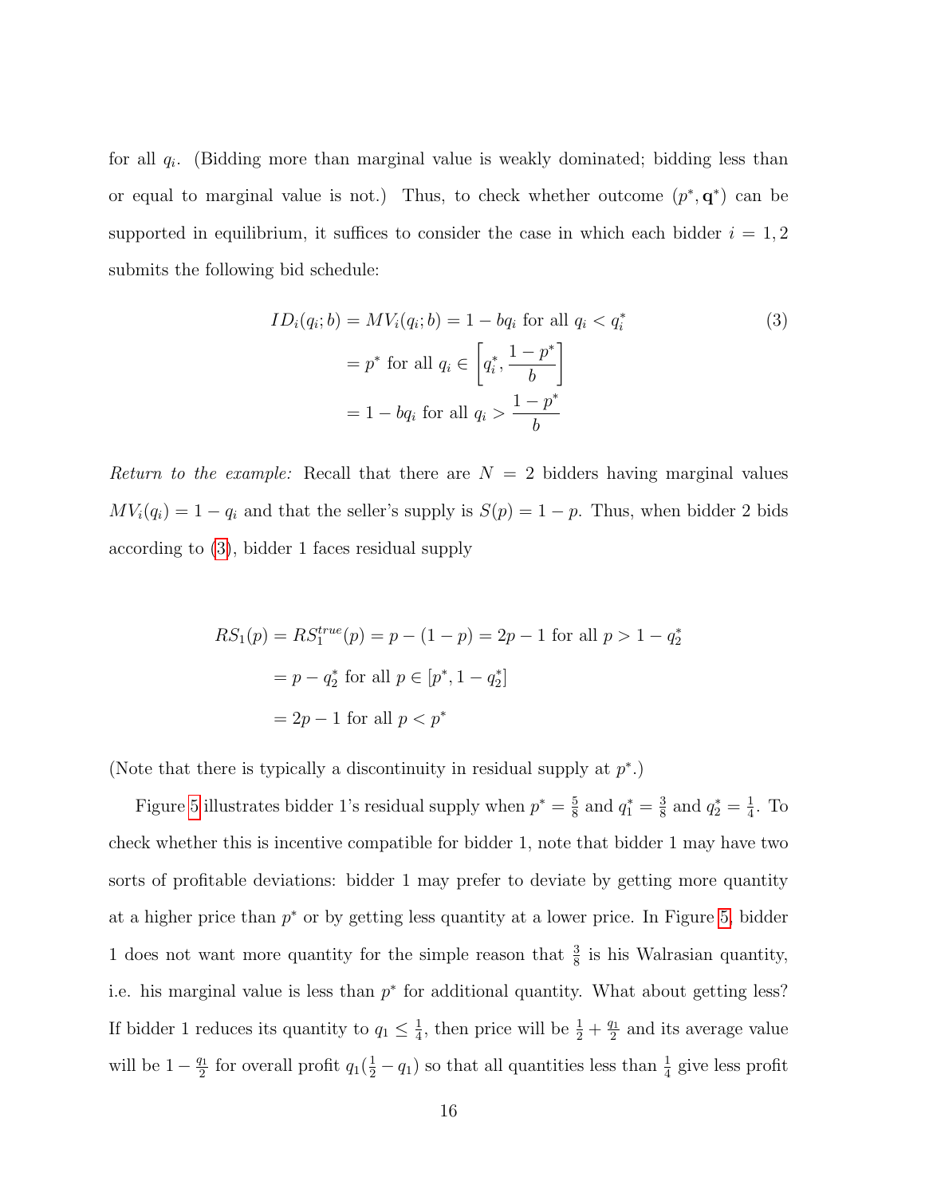for all $q_i$. (Bidding more than marginal value is weakly dominated; bidding less than or equal to marginal value is not.) Thus, to check whether outcome $(p^*, \mathbf{q}^*)$ can be supported in equilibrium, it suffices to consider the case in which each bidder $i = 1, 2$ submits the following bid schedule:

$$
\begin{aligned}
ID_i(q_i; b) &= MV_i(q_i; b) = 1 - bq_i \text{ for all } q_i < q_i^* \\
&= p^* \text{ for all } q_i \in \left[q_i^*, \frac{1-p^*}{b}\right] \\
&= 1 - bq_i \text{ for all } q_i > \frac{1-p^*}{b}
\end{aligned}
\tag{3}
$$

*Return to the example:* Recall that there are $N = 2$ bidders having marginal values $MV_i(q_i) = 1 - q_i$ and that the seller's supply is $S(p) = 1 - p$. Thus, when bidder 2 bids according to (3), bidder 1 faces residual supply

$$
\begin{aligned}
RS_1(p) = RS_1^{true}(p) &= p - (1-p) = 2p - 1 \text{ for all } p > 1 - q_2^* \\
&= p - q_2^* \text{ for all } p \in [p^*, 1 - q_2^*] \\
&= 2p - 1 \text{ for all } p < p^*
\end{aligned}
$$

(Note that there is typically a discontinuity in residual supply at $p^*$.)

Figure 5 illustrates bidder 1's residual supply when $p^* = \frac{5}{8}$ and $q_1^* = \frac{3}{8}$ and $q_2^* = \frac{1}{4}$. To check whether this is incentive compatible for bidder 1, note that bidder 1 may have two sorts of profitable deviations: bidder 1 may prefer to deviate by getting more quantity at a higher price than $p^*$ or by getting less quantity at a lower price. In Figure 5, bidder 1 does not want more quantity for the simple reason that $\frac{3}{8}$ is his Walrasian quantity, i.e. his marginal value is less than $p^*$ for additional quantity. What about getting less? If bidder 1 reduces its quantity to $q_1 \leq \frac{1}{4}$, then price will be $\frac{1}{2} + \frac{q_1}{2}$ and its average value will be $1 - \frac{q_1}{2}$ for overall profit $q_1(\frac{1}{2} - q_1)$ so that all quantities less than $\frac{1}{4}$ give less profit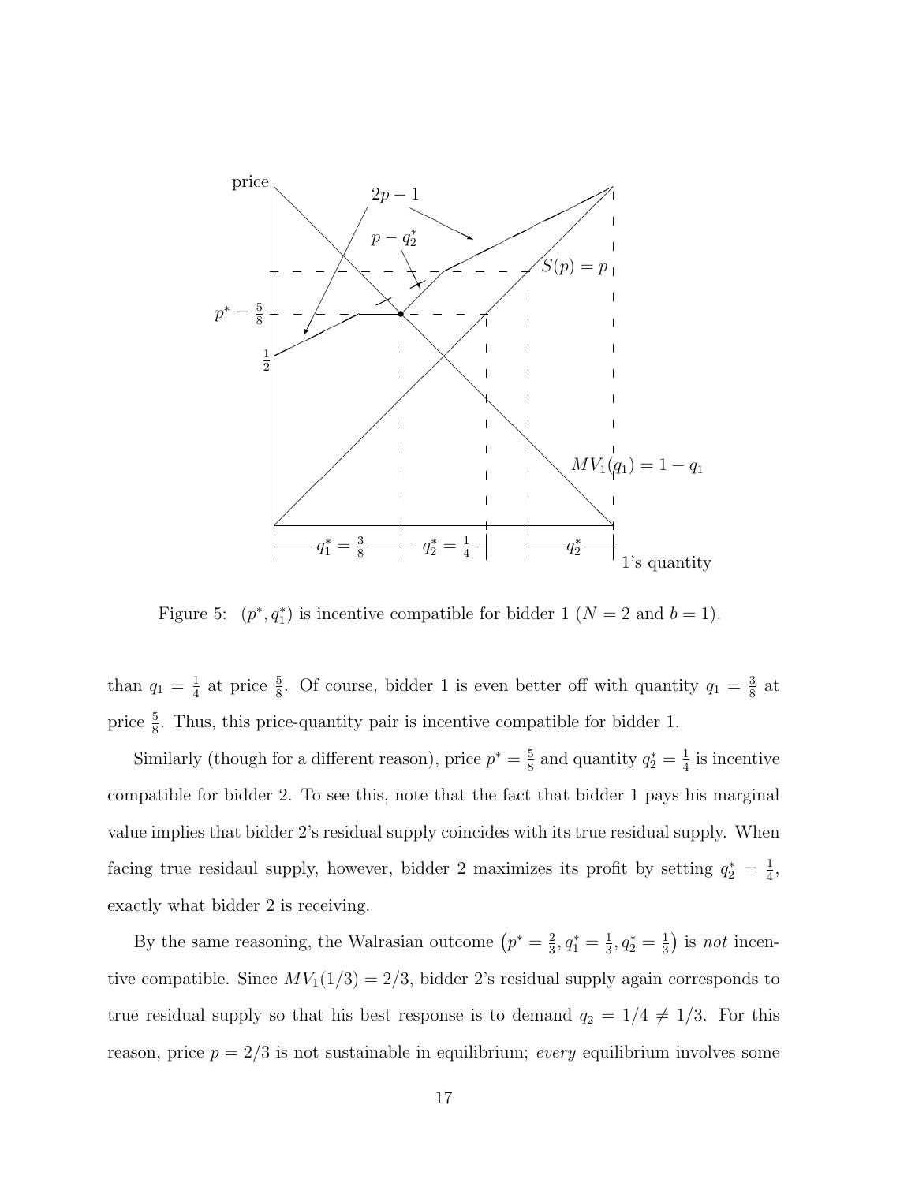Figure 5: $(p^*, q_1^*)$ is incentive compatible for bidder 1 ($N = 2$ and $b = 1$).

than $q_1 = \frac{1}{4}$ at price $\frac{5}{8}$. Of course, bidder 1 is even better off with quantity $q_1 = \frac{3}{8}$ at price $\frac{5}{8}$. Thus, this price-quantity pair is incentive compatible for bidder 1.

Similarly (though for a different reason), price $p^* = \frac{5}{8}$ and quantity $q_2^* = \frac{1}{4}$ is incentive compatible for bidder 2. To see this, note that the fact that bidder 1 pays his marginal value implies that bidder 2's residual supply coincides with its true residual supply. When facing true residaul supply, however, bidder 2 maximizes its profit by setting $q_2^* = \frac{1}{4}$, exactly what bidder 2 is receiving.

By the same reasoning, the Walrasian outcome $\left(p^* = \frac{2}{3}, q_1^* = \frac{1}{3}, q_2^* = \frac{1}{3}\right)$ is *not* incentive compatible. Since $MV_1(1/3) = 2/3$, bidder 2's residual supply again corresponds to true residual supply so that his best response is to demand $q_2 = 1/4 \neq 1/3$. For this reason, price $p = 2/3$ is not sustainable in equilibrium; *every* equilibrium involves some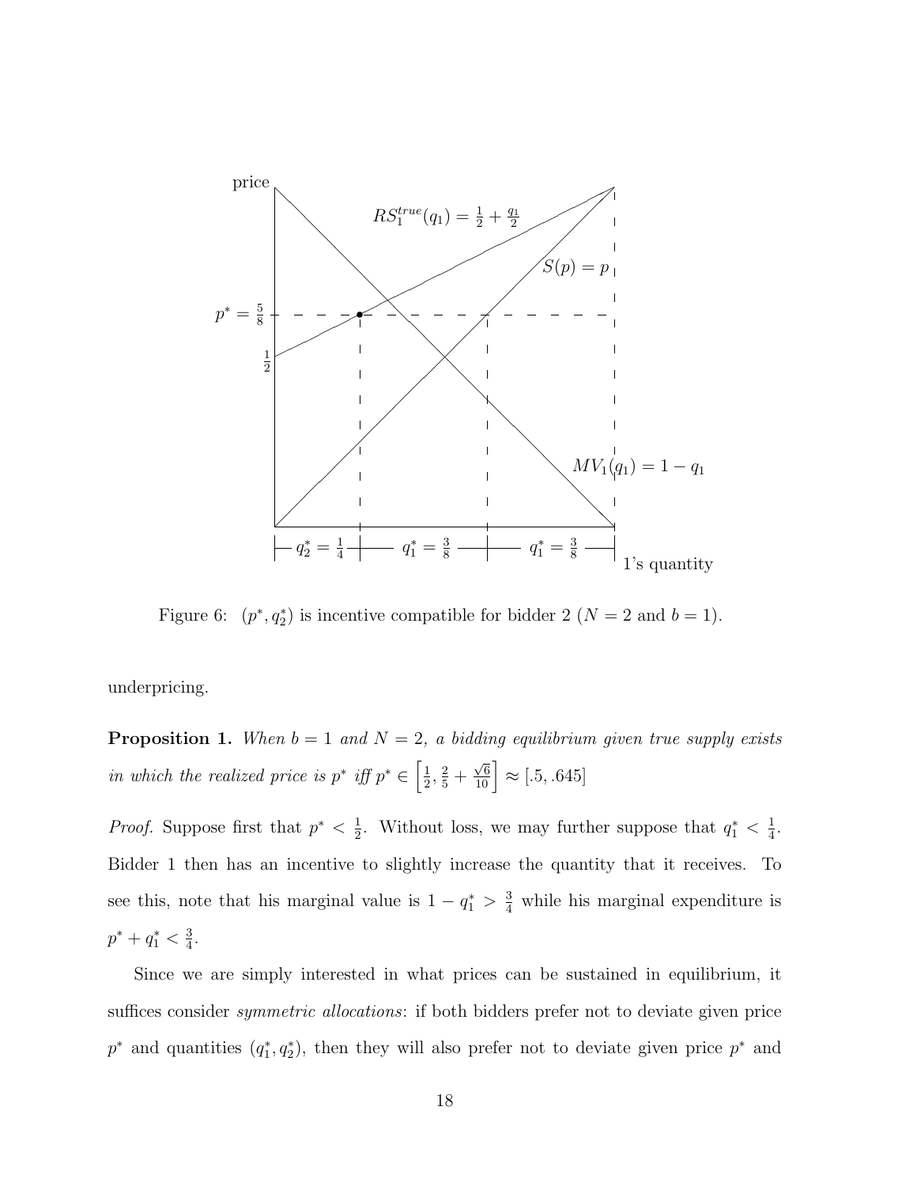Figure 6: $(p^*, q_2^*)$ is incentive compatible for bidder 2 ($N = 2$ and $b = 1$).

underpricing.

**Proposition 1.** *When $b = 1$ and $N = 2$, a bidding equilibrium given true supply exists in which the realized price is $p^*$ iff $p^* \in \left[\frac{1}{2}, \frac{2}{5} + \frac{\sqrt{6}}{10}\right] \approx [.5, .645]$*

*Proof.* Suppose first that $p^* < \frac{1}{2}$. Without loss, we may further suppose that $q_1^* < \frac{1}{4}$. Bidder 1 then has an incentive to slightly increase the quantity that it receives. To see this, note that his marginal value is $1 - q_1^* > \frac{3}{4}$ while his marginal expenditure is $p^* + q_1^* < \frac{3}{4}$.

Since we are simply interested in what prices can be sustained in equilibrium, it suffices consider *symmetric allocations*: if both bidders prefer not to deviate given price $p^*$ and quantities $(q_1^*, q_2^*)$, then they will also prefer not to deviate given price $p^*$ and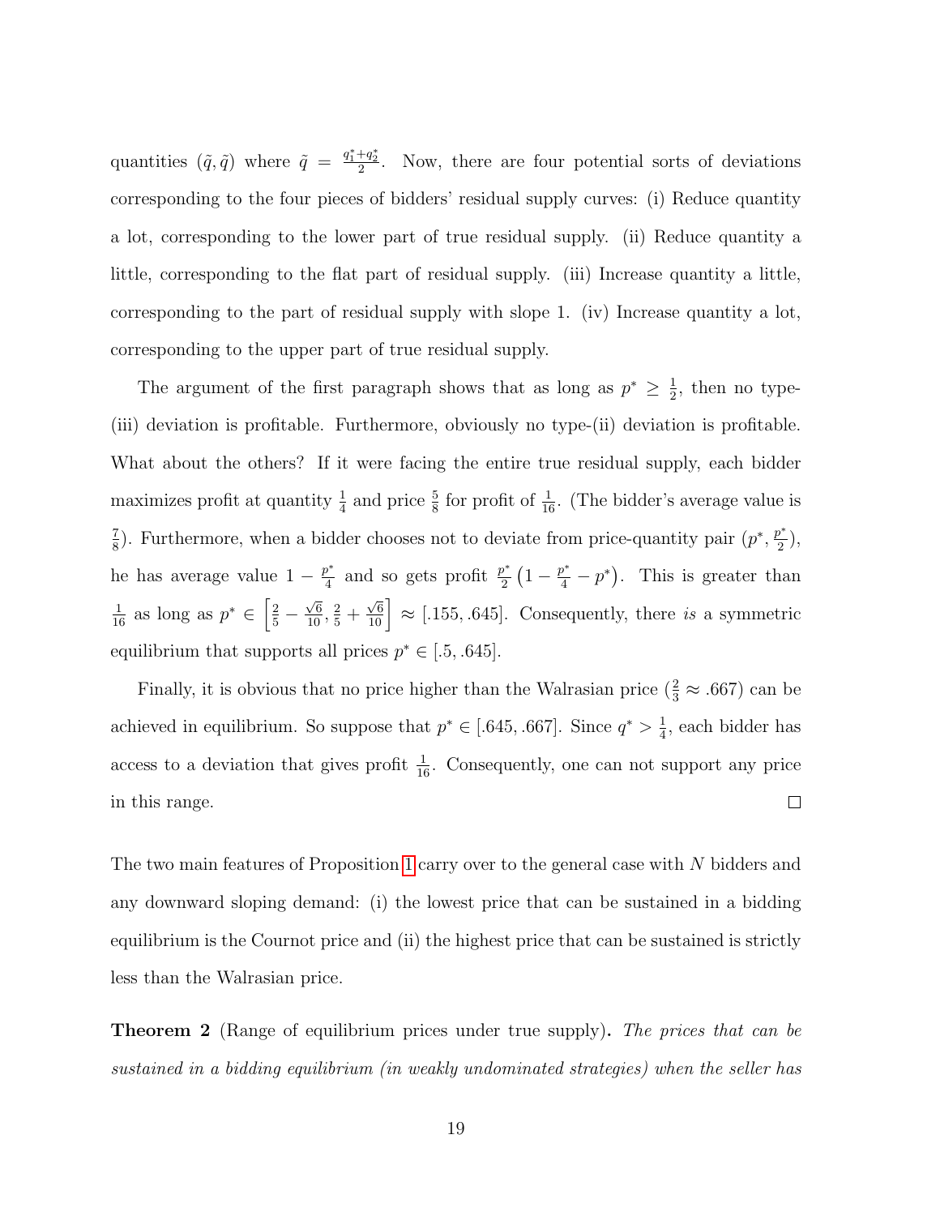quantities $(\tilde{q}, \tilde{q})$ where $\tilde{q} = \frac{q_1^* + q_2^*}{2}$. Now, there are four potential sorts of deviations corresponding to the four pieces of bidders' residual supply curves: (i) Reduce quantity a lot, corresponding to the lower part of true residual supply. (ii) Reduce quantity a little, corresponding to the flat part of residual supply. (iii) Increase quantity a little, corresponding to the part of residual supply with slope 1. (iv) Increase quantity a lot, corresponding to the upper part of true residual supply.

The argument of the first paragraph shows that as long as $p^* \geq \frac{1}{2}$, then no type-(iii) deviation is profitable. Furthermore, obviously no type-(ii) deviation is profitable. What about the others? If it were facing the entire true residual supply, each bidder maximizes profit at quantity $\frac{1}{4}$ and price $\frac{5}{8}$ for profit of $\frac{1}{16}$. (The bidder's average value is $\frac{7}{8}$). Furthermore, when a bidder chooses not to deviate from price-quantity pair $(p^*, \frac{p^*}{2})$, he has average value $1 - \frac{p^*}{4}$ and so gets profit $\frac{p^*}{2}\left(1 - \frac{p^*}{4} - p^*\right)$. This is greater than $\frac{1}{16}$ as long as $p^* \in \left[\frac{2}{5} - \frac{\sqrt{6}}{10}, \frac{2}{5} + \frac{\sqrt{6}}{10}\right] \approx [.155, .645]$. Consequently, there *is* a symmetric equilibrium that supports all prices $p^* \in [.5, .645]$.

Finally, it is obvious that no price higher than the Walrasian price ($\frac{2}{3} \approx .667$) can be achieved in equilibrium. So suppose that $p^* \in [.645, .667]$. Since $q^* > \frac{1}{4}$, each bidder has access to a deviation that gives profit $\frac{1}{16}$. Consequently, one can not support any price in this range. □

The two main features of Proposition 1 carry over to the general case with $N$ bidders and any downward sloping demand: (i) the lowest price that can be sustained in a bidding equilibrium is the Cournot price and (ii) the highest price that can be sustained is strictly less than the Walrasian price.

**Theorem 2** (Range of equilibrium prices under true supply)**.** *The prices that can be sustained in a bidding equilibrium (in weakly undominated strategies) when the seller has*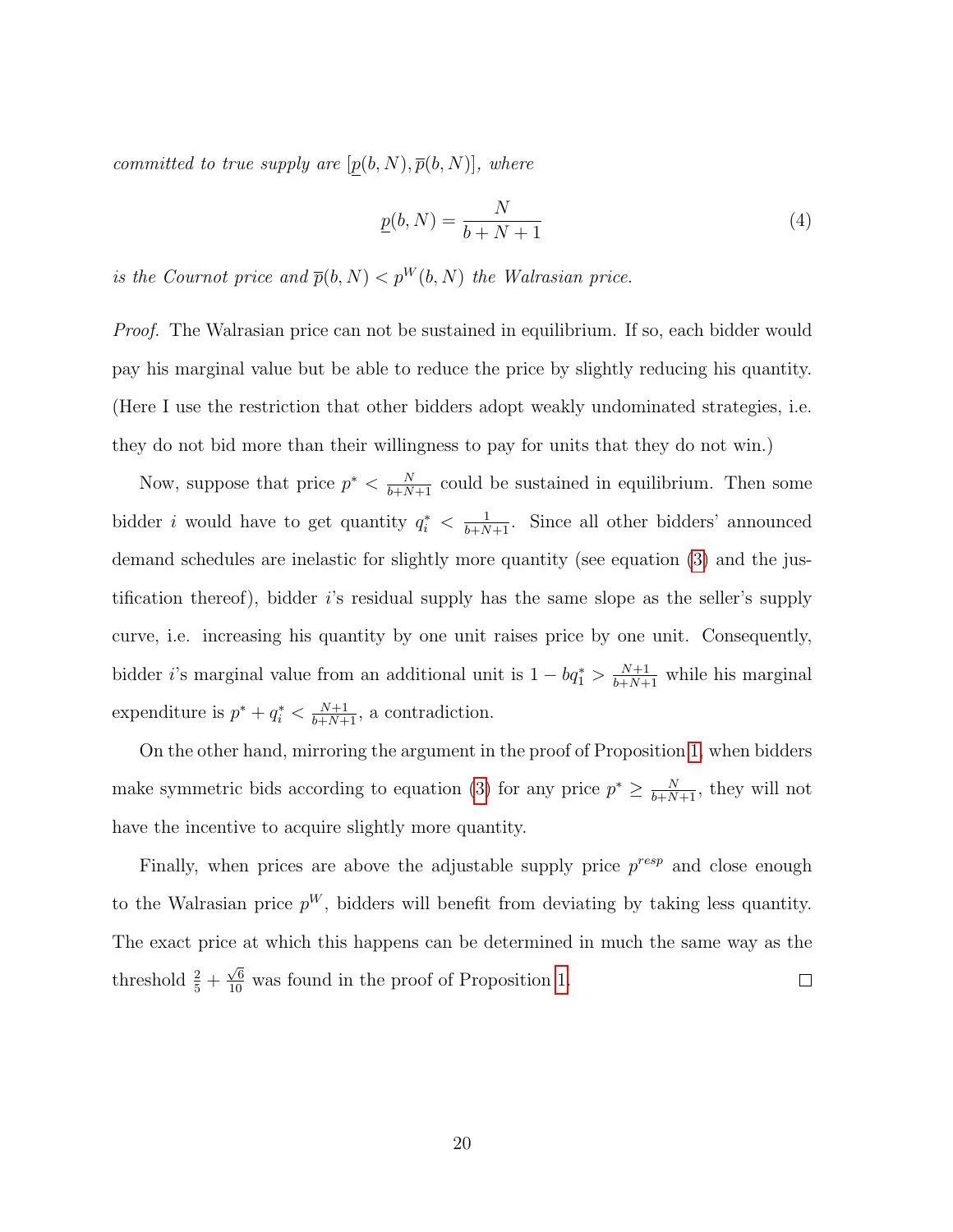*committed to true supply are $[\underline{p}(b,N), \overline{p}(b,N)]$, where*

$$\underline{p}(b,N) = \frac{N}{b+N+1} \tag{4}$$

*is the Cournot price and $\overline{p}(b,N) < p^W(b,N)$ the Walrasian price.*

*Proof.* The Walrasian price can not be sustained in equilibrium. If so, each bidder would pay his marginal value but be able to reduce the price by slightly reducing his quantity. (Here I use the restriction that other bidders adopt weakly undominated strategies, i.e. they do not bid more than their willingness to pay for units that they do not win.)

Now, suppose that price $p^* < \frac{N}{b+N+1}$ could be sustained in equilibrium. Then some bidder $i$ would have to get quantity $q_i^* < \frac{1}{b+N+1}$. Since all other bidders' announced demand schedules are inelastic for slightly more quantity (see equation (3) and the justification thereof), bidder $i$'s residual supply has the same slope as the seller's supply curve, i.e. increasing his quantity by one unit raises price by one unit. Consequently, bidder $i$'s marginal value from an additional unit is $1 - bq_1^* > \frac{N+1}{b+N+1}$ while his marginal expenditure is $p^* + q_i^* < \frac{N+1}{b+N+1}$, a contradiction.

On the other hand, mirroring the argument in the proof of Proposition 1, when bidders make symmetric bids according to equation (3) for any price $p^* \geq \frac{N}{b+N+1}$, they will not have the incentive to acquire slightly more quantity.

Finally, when prices are above the adjustable supply price $p^{resp}$ and close enough to the Walrasian price $p^W$, bidders will benefit from deviating by taking less quantity. The exact price at which this happens can be determined in much the same way as the threshold $\frac{2}{5} + \frac{\sqrt{6}}{10}$ was found in the proof of Proposition 1. □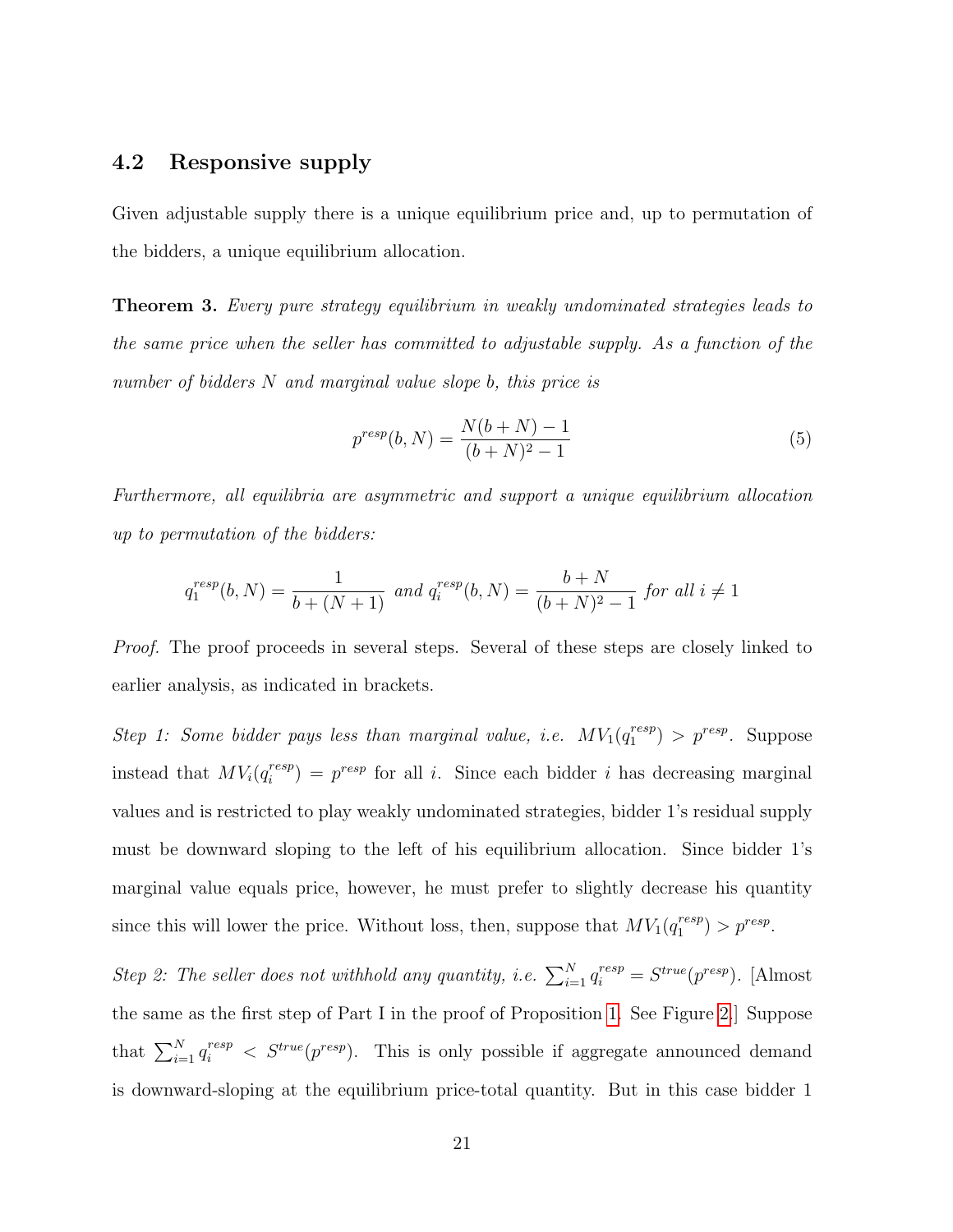### 4.2 Responsive supply

Given adjustable supply there is a unique equilibrium price and, up to permutation of the bidders, a unique equilibrium allocation.

**Theorem 3.** *Every pure strategy equilibrium in weakly undominated strategies leads to the same price when the seller has committed to adjustable supply. As a function of the number of bidders $N$ and marginal value slope $b$, this price is*

$$p^{resp}(b, N) = \frac{N(b+N) - 1}{(b+N)^2 - 1} \tag{5}$$

*Furthermore, all equilibria are asymmetric and support a unique equilibrium allocation up to permutation of the bidders:*

$$q_1^{resp}(b, N) = \frac{1}{b + (N+1)} \text{ and } q_i^{resp}(b, N) = \frac{b+N}{(b+N)^2 - 1} \text{ for all } i \neq 1$$

*Proof.* The proof proceeds in several steps. Several of these steps are closely linked to earlier analysis, as indicated in brackets.

*Step 1: Some bidder pays less than marginal value, i.e. $MV_1(q_1^{resp}) > p^{resp}$.* Suppose instead that $MV_i(q_i^{resp}) = p^{resp}$ for all $i$. Since each bidder $i$ has decreasing marginal values and is restricted to play weakly undominated strategies, bidder 1's residual supply must be downward sloping to the left of his equilibrium allocation. Since bidder 1's marginal value equals price, however, he must prefer to slightly decrease his quantity since this will lower the price. Without loss, then, suppose that $MV_1(q_1^{resp}) > p^{resp}$.

*Step 2: The seller does not withhold any quantity, i.e. $\sum_{i=1}^{N} q_i^{resp} = S^{true}(p^{resp})$.* [Almost the same as the first step of Part I in the proof of Proposition 1. See Figure 2.] Suppose that $\sum_{i=1}^{N} q_i^{resp} < S^{true}(p^{resp})$. This is only possible if aggregate announced demand is downward-sloping at the equilibrium price-total quantity. But in this case bidder 1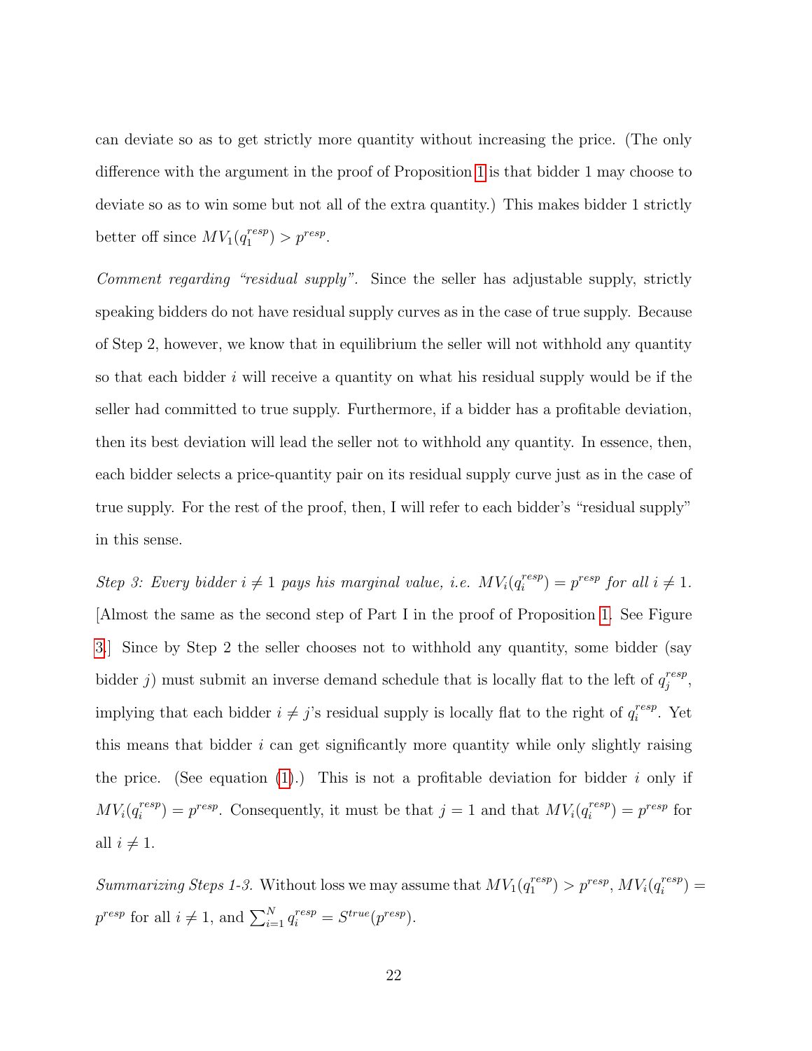can deviate so as to get strictly more quantity without increasing the price. (The only difference with the argument in the proof of Proposition 1 is that bidder 1 may choose to deviate so as to win some but not all of the extra quantity.) This makes bidder 1 strictly better off since $MV_1(q_1^{resp}) > p^{resp}$.

*Comment regarding "residual supply".* Since the seller has adjustable supply, strictly speaking bidders do not have residual supply curves as in the case of true supply. Because of Step 2, however, we know that in equilibrium the seller will not withhold any quantity so that each bidder $i$ will receive a quantity on what his residual supply would be if the seller had committed to true supply. Furthermore, if a bidder has a profitable deviation, then its best deviation will lead the seller not to withhold any quantity. In essence, then, each bidder selects a price-quantity pair on its residual supply curve just as in the case of true supply. For the rest of the proof, then, I will refer to each bidder's "residual supply" in this sense.

*Step 3: Every bidder $i \neq 1$ pays his marginal value, i.e. $MV_i(q_i^{resp}) = p^{resp}$ for all $i \neq 1$.* [Almost the same as the second step of Part I in the proof of Proposition 1. See Figure 3.] Since by Step 2 the seller chooses not to withhold any quantity, some bidder (say bidder $j$) must submit an inverse demand schedule that is locally flat to the left of $q_j^{resp}$, implying that each bidder $i \neq j$'s residual supply is locally flat to the right of $q_i^{resp}$. Yet this means that bidder $i$ can get significantly more quantity while only slightly raising the price. (See equation (1).) This is not a profitable deviation for bidder $i$ only if $MV_i(q_i^{resp}) = p^{resp}$. Consequently, it must be that $j = 1$ and that $MV_i(q_i^{resp}) = p^{resp}$ for all $i \neq 1$.

*Summarizing Steps 1-3.* Without loss we may assume that $MV_1(q_1^{resp}) > p^{resp}$, $MV_i(q_i^{resp}) = p^{resp}$ for all $i \neq 1$, and $\sum_{i=1}^{N} q_i^{resp} = S^{true}(p^{resp})$.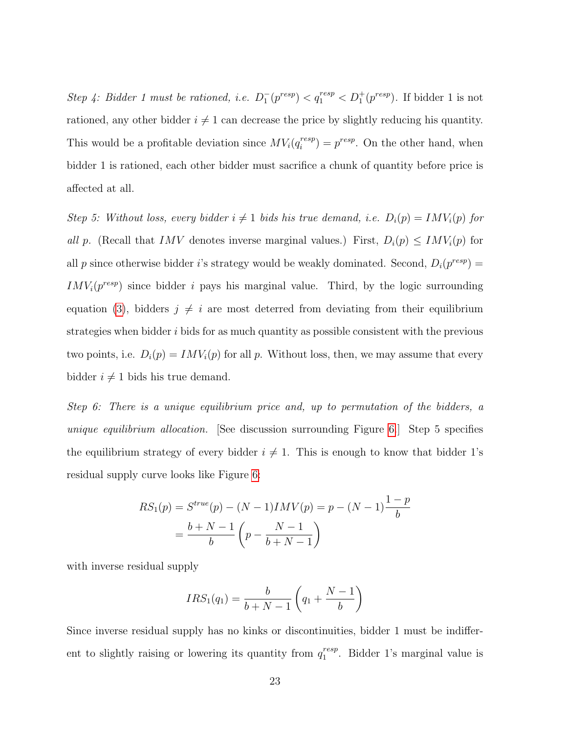*Step 4: Bidder 1 must be rationed, i.e. $D_1^-(p^{resp}) < q_1^{resp} < D_1^+(p^{resp})$.* If bidder 1 is not rationed, any other bidder $i \neq 1$ can decrease the price by slightly reducing his quantity. This would be a profitable deviation since $MV_i(q_i^{resp}) = p^{resp}$. On the other hand, when bidder 1 is rationed, each other bidder must sacrifice a chunk of quantity before price is affected at all.

*Step 5: Without loss, every bidder $i \neq 1$ bids his true demand, i.e. $D_i(p) = IMV_i(p)$ for all $p$.* (Recall that $IMV$ denotes inverse marginal values.) First, $D_i(p) \leq IMV_i(p)$ for all $p$ since otherwise bidder $i$'s strategy would be weakly dominated. Second, $D_i(p^{resp}) = IMV_i(p^{resp})$ since bidder $i$ pays his marginal value. Third, by the logic surrounding equation (3), bidders $j \neq i$ are most deterred from deviating from their equilibrium strategies when bidder $i$ bids for as much quantity as possible consistent with the previous two points, i.e. $D_i(p) = IMV_i(p)$ for all $p$. Without loss, then, we may assume that every bidder $i \neq 1$ bids his true demand.

*Step 6: There is a unique equilibrium price and, up to permutation of the bidders, a unique equilibrium allocation.* [See discussion surrounding Figure 6.] Step 5 specifies the equilibrium strategy of every bidder $i \neq 1$. This is enough to know that bidder 1's residual supply curve looks like Figure 6:

$$
\begin{aligned}
RS_1(p) &= S^{true}(p) - (N-1)IMV(p) = p - (N-1)\frac{1-p}{b} \\
&= \frac{b+N-1}{b}\left(p - \frac{N-1}{b+N-1}\right)
\end{aligned}
$$

with inverse residual supply

$$
IRS_1(q_1) = \frac{b}{b+N-1}\left(q_1 + \frac{N-1}{b}\right)
$$

Since inverse residual supply has no kinks or discontinuities, bidder 1 must be indifferent to slightly raising or lowering its quantity from $q_1^{resp}$. Bidder 1's marginal value is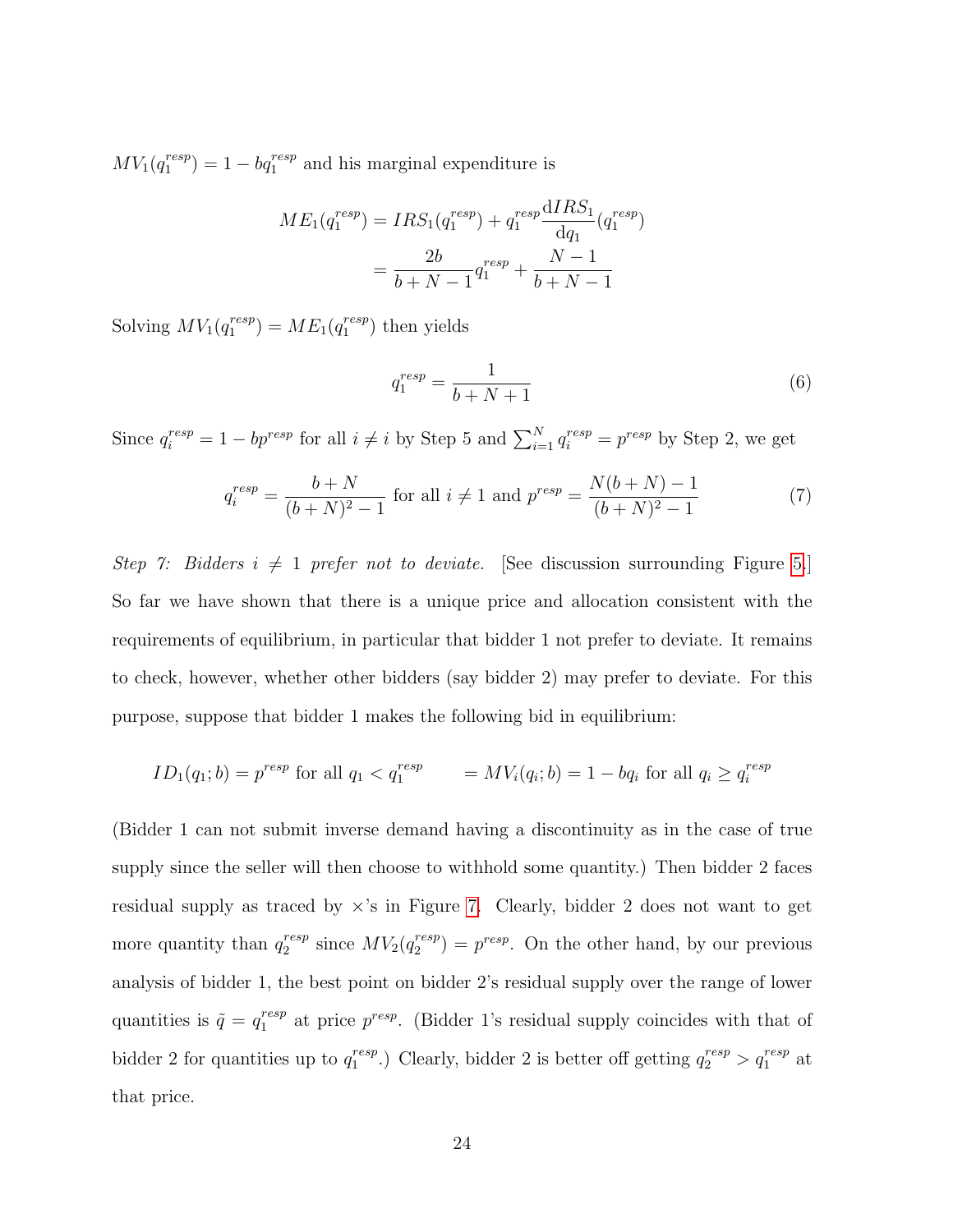$MV_1(q_1^{resp}) = 1 - bq_1^{resp}$ and his marginal expenditure is

$$
\begin{aligned}
ME_1(q_1^{resp}) &= IRS_1(q_1^{resp}) + q_1^{resp} \frac{\mathrm{d}IRS_1}{\mathrm{d}q_1}(q_1^{resp}) \\
&= \frac{2b}{b+N-1} q_1^{resp} + \frac{N-1}{b+N-1}
\end{aligned}
$$

Solving $MV_1(q_1^{resp}) = ME_1(q_1^{resp})$ then yields

$$
q_1^{resp} = \frac{1}{b+N+1} \tag{6}
$$

Since $q_i^{resp} = 1 - bp^{resp}$ for all $i \neq i$ by Step 5 and $\sum_{i=1}^{N} q_i^{resp} = p^{resp}$ by Step 2, we get

$$
q_i^{resp} = \frac{b+N}{(b+N)^2 - 1} \text{ for all } i \neq 1 \text{ and } p^{resp} = \frac{N(b+N)-1}{(b+N)^2-1} \tag{7}
$$

*Step 7: Bidders $i \neq 1$ prefer not to deviate.* [See discussion surrounding Figure 5.] So far we have shown that there is a unique price and allocation consistent with the requirements of equilibrium, in particular that bidder 1 not prefer to deviate. It remains to check, however, whether other bidders (say bidder 2) may prefer to deviate. For this purpose, suppose that bidder 1 makes the following bid in equilibrium:

$$
ID_1(q_1; b) = p^{resp} \text{ for all } q_1 < q_1^{resp} \qquad = MV_i(q_i; b) = 1 - bq_i \text{ for all } q_i \geq q_i^{resp}
$$

(Bidder 1 can not submit inverse demand having a discontinuity as in the case of true supply since the seller will then choose to withhold some quantity.) Then bidder 2 faces residual supply as traced by $\times$'s in Figure 7. Clearly, bidder 2 does not want to get more quantity than $q_2^{resp}$ since $MV_2(q_2^{resp}) = p^{resp}$. On the other hand, by our previous analysis of bidder 1, the best point on bidder 2's residual supply over the range of lower quantities is $\tilde{q} = q_1^{resp}$ at price $p^{resp}$. (Bidder 1's residual supply coincides with that of bidder 2 for quantities up to $q_1^{resp}$.) Clearly, bidder 2 is better off getting $q_2^{resp} > q_1^{resp}$ at that price.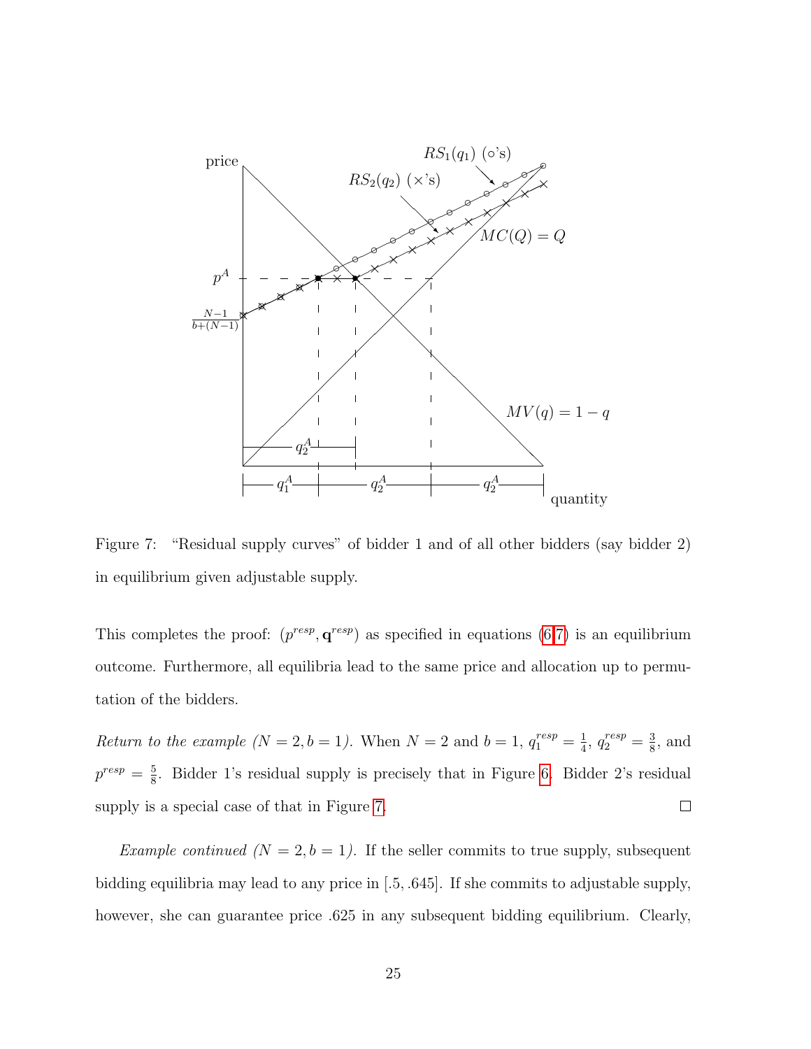Figure 7: "Residual supply curves" of bidder 1 and of all other bidders (say bidder 2) in equilibrium given adjustable supply.

This completes the proof: $(p^{resp}, \mathbf{q}^{resp})$ as specified in equations (6,7) is an equilibrium outcome. Furthermore, all equilibria lead to the same price and allocation up to permutation of the bidders.

*Return to the example ($N = 2, b = 1$).* When $N = 2$ and $b = 1$, $q_1^{resp} = \frac{1}{4}$, $q_2^{resp} = \frac{3}{8}$, and $p^{resp} = \frac{5}{8}$. Bidder 1's residual supply is precisely that in Figure 6. Bidder 2's residual supply is a special case of that in Figure 7. □

*Example continued ($N = 2, b = 1$).* If the seller commits to true supply, subsequent bidding equilibria may lead to any price in [.5, .645]. If she commits to adjustable supply, however, she can guarantee price .625 in any subsequent bidding equilibrium. Clearly,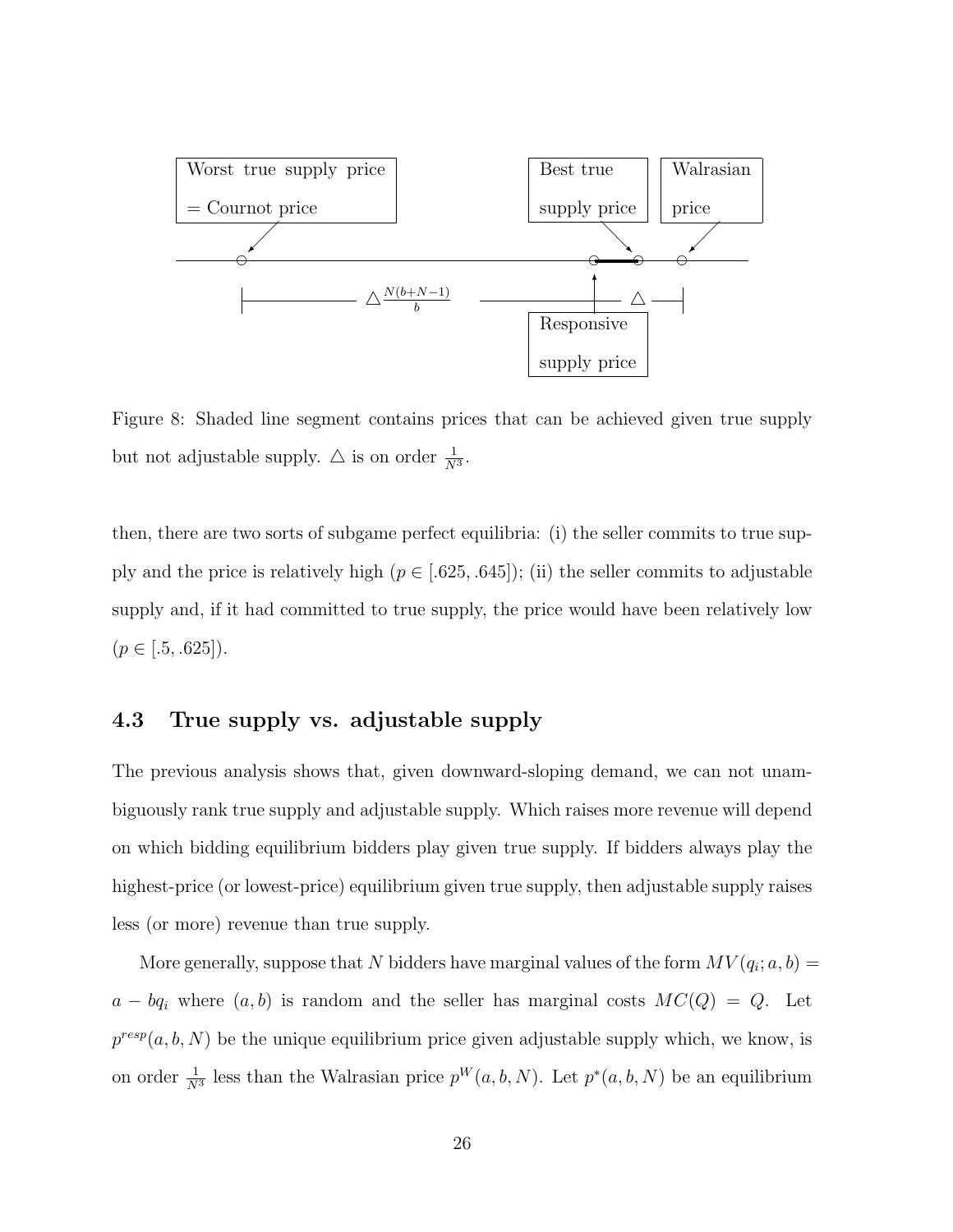Worst true supply price = Cournot price

Best true supply price

Walrasian price

Responsive supply price

$\triangle \frac{N(b+N-1)}{b}$ $\triangle$

Figure 8: Shaded line segment contains prices that can be achieved given true supply but not adjustable supply. $\triangle$ is on order $\frac{1}{N^3}$.

then, there are two sorts of subgame perfect equilibria: (i) the seller commits to true supply and the price is relatively high ($p \in [.625, .645]$); (ii) the seller commits to adjustable supply and, if it had committed to true supply, the price would have been relatively low ($p \in [.5, .625]$).

### 4.3 True supply vs. adjustable supply

The previous analysis shows that, given downward-sloping demand, we can not unambiguously rank true supply and adjustable supply. Which raises more revenue will depend on which bidding equilibrium bidders play given true supply. If bidders always play the highest-price (or lowest-price) equilibrium given true supply, then adjustable supply raises less (or more) revenue than true supply.

More generally, suppose that $N$ bidders have marginal values of the form $MV(q_i; a, b) = a - bq_i$ where $(a, b)$ is random and the seller has marginal costs $MC(Q) = Q$. Let $p^{resp}(a, b, N)$ be the unique equilibrium price given adjustable supply which, we know, is on order $\frac{1}{N^3}$ less than the Walrasian price $p^W(a, b, N)$. Let $p^*(a, b, N)$ be an equilibrium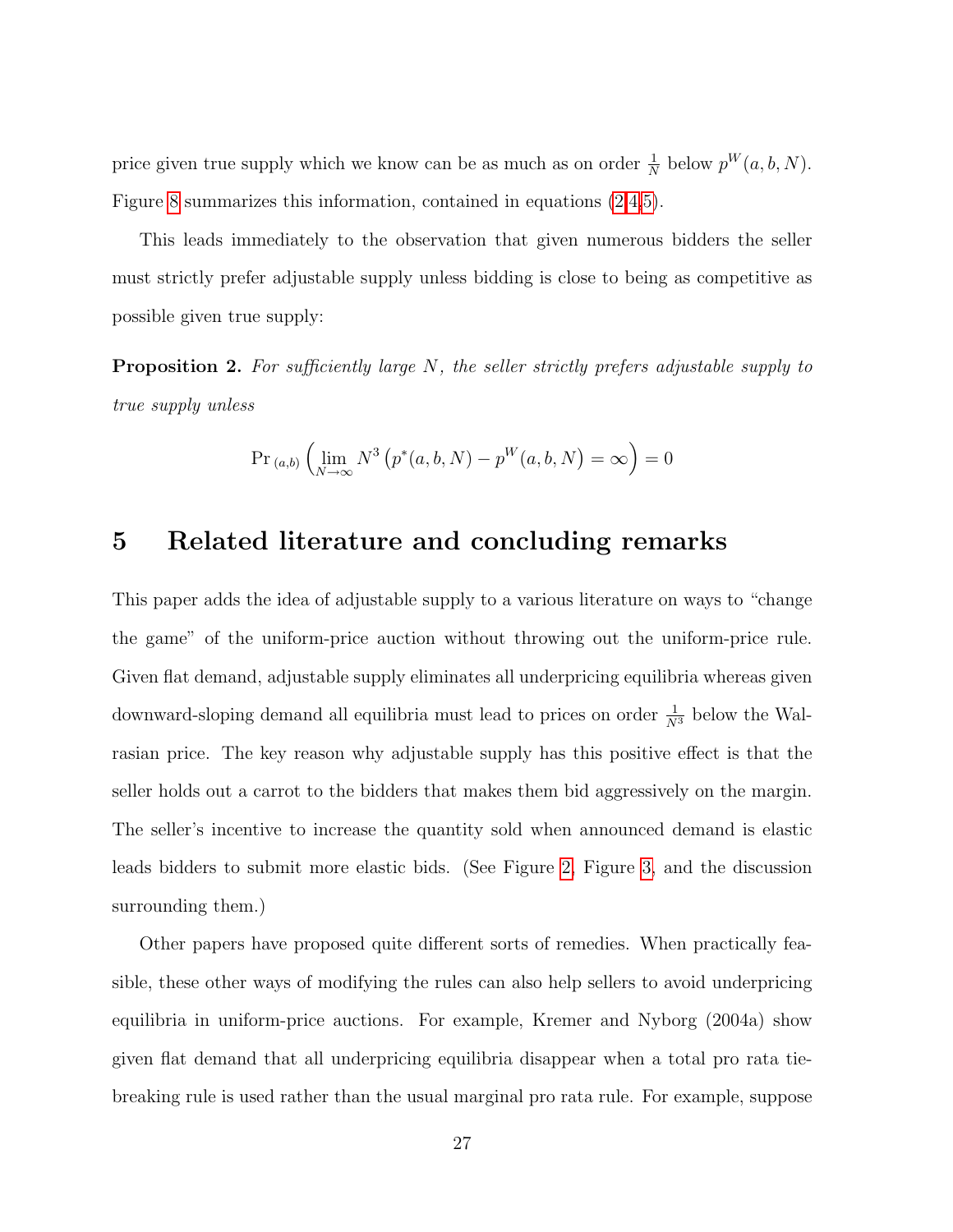price given true supply which we know can be as much as on order $\frac{1}{N}$ below $p^W(a, b, N)$. Figure 8 summarizes this information, contained in equations (2,4,5).

This leads immediately to the observation that given numerous bidders the seller must strictly prefer adjustable supply unless bidding is close to being as competitive as possible given true supply:

**Proposition 2.** *For sufficiently large $N$, the seller strictly prefers adjustable supply to true supply unless*

$$\Pr{}_{(a,b)} \left( \lim_{N \to \infty} N^3 \left( p^*(a, b, N) - p^W(a, b, N) = \infty \right) \right) = 0$$

# 5 Related literature and concluding remarks

This paper adds the idea of adjustable supply to a various literature on ways to "change the game" of the uniform-price auction without throwing out the uniform-price rule. Given flat demand, adjustable supply eliminates all underpricing equilibria whereas given downward-sloping demand all equilibria must lead to prices on order $\frac{1}{N^3}$ below the Walrasian price. The key reason why adjustable supply has this positive effect is that the seller holds out a carrot to the bidders that makes them bid aggressively on the margin. The seller's incentive to increase the quantity sold when announced demand is elastic leads bidders to submit more elastic bids. (See Figure 2, Figure 3, and the discussion surrounding them.)

Other papers have proposed quite different sorts of remedies. When practically feasible, these other ways of modifying the rules can also help sellers to avoid underpricing equilibria in uniform-price auctions. For example, Kremer and Nyborg (2004a) show given flat demand that all underpricing equilibria disappear when a total pro rata tie-breaking rule is used rather than the usual marginal pro rata rule. For example, suppose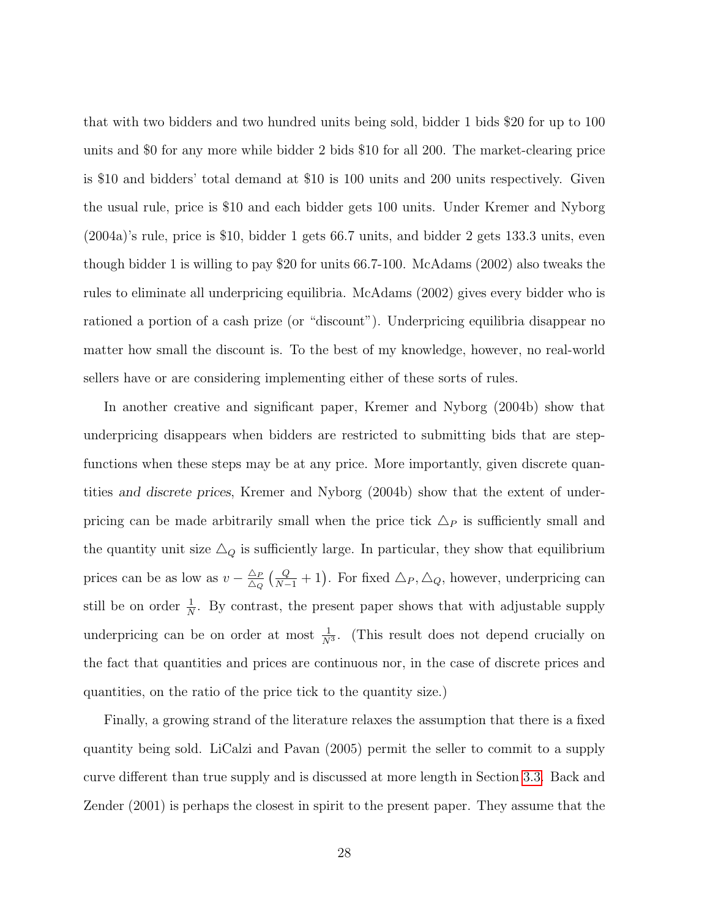that with two bidders and two hundred units being sold, bidder 1 bids \$20 for up to 100 units and \$0 for any more while bidder 2 bids \$10 for all 200. The market-clearing price is \$10 and bidders' total demand at \$10 is 100 units and 200 units respectively. Given the usual rule, price is \$10 and each bidder gets 100 units. Under Kremer and Nyborg (2004a)'s rule, price is \$10, bidder 1 gets 66.7 units, and bidder 2 gets 133.3 units, even though bidder 1 is willing to pay \$20 for units 66.7-100. McAdams (2002) also tweaks the rules to eliminate all underpricing equilibria. McAdams (2002) gives every bidder who is rationed a portion of a cash prize (or "discount"). Underpricing equilibria disappear no matter how small the discount is. To the best of my knowledge, however, no real-world sellers have or are considering implementing either of these sorts of rules.

In another creative and significant paper, Kremer and Nyborg (2004b) show that underpricing disappears when bidders are restricted to submitting bids that are step-functions when these steps may be at any price. More importantly, given discrete quantities *and discrete prices*, Kremer and Nyborg (2004b) show that the extent of underpricing can be made arbitrarily small when the price tick $\triangle_P$ is sufficiently small and the quantity unit size $\triangle_Q$ is sufficiently large. In particular, they show that equilibrium prices can be as low as $v - \frac{\triangle_P}{\triangle_Q}\left(\frac{Q}{N-1}+1\right)$. For fixed $\triangle_P, \triangle_Q$, however, underpricing can still be on order $\frac{1}{N}$. By contrast, the present paper shows that with adjustable supply underpricing can be on order at most $\frac{1}{N^3}$. (This result does not depend crucially on the fact that quantities and prices are continuous nor, in the case of discrete prices and quantities, on the ratio of the price tick to the quantity size.)

Finally, a growing strand of the literature relaxes the assumption that there is a fixed quantity being sold. LiCalzi and Pavan (2005) permit the seller to commit to a supply curve different than true supply and is discussed at more length in Section 3.3. Back and Zender (2001) is perhaps the closest in spirit to the present paper. They assume that the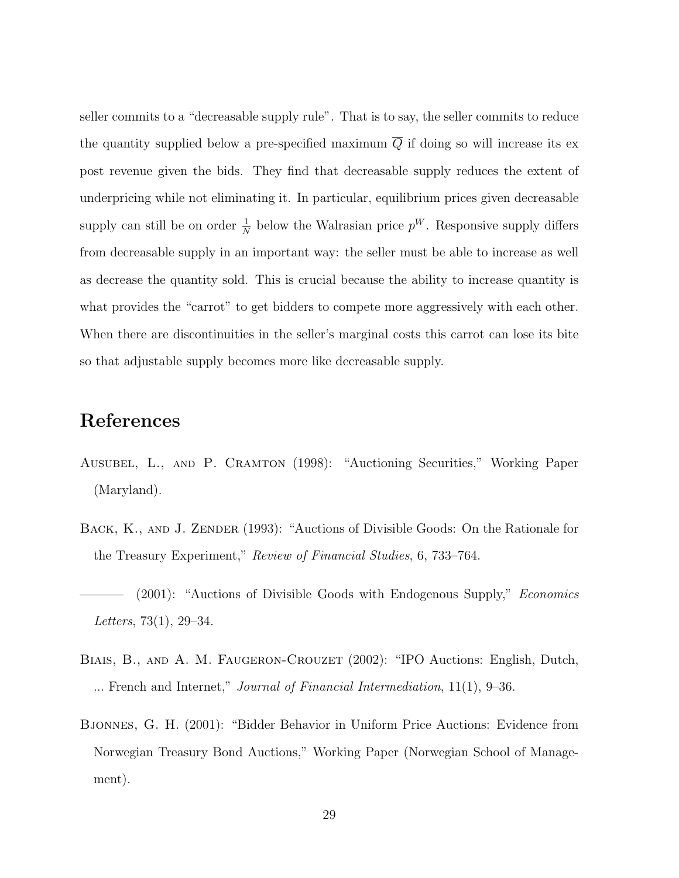seller commits to a "decreasable supply rule". That is to say, the seller commits to reduce the quantity supplied below a pre-specified maximum $\overline{Q}$ if doing so will increase its ex post revenue given the bids. They find that decreasable supply reduces the extent of underpricing while not eliminating it. In particular, equilibrium prices given decreasable supply can still be on order $\frac{1}{N}$ below the Walrasian price $p^W$. Responsive supply differs from decreasable supply in an important way: the seller must be able to increase as well as decrease the quantity sold. This is crucial because the ability to increase quantity is what provides the "carrot" to get bidders to compete more aggressively with each other. When there are discontinuities in the seller's marginal costs this carrot can lose its bite so that adjustable supply becomes more like decreasable supply.

# References

Ausubel, L., and P. Cramton (1998): "Auctioning Securities," Working Paper (Maryland).

Back, K., and J. Zender (1993): "Auctions of Divisible Goods: On the Rationale for the Treasury Experiment," *Review of Financial Studies*, 6, 733–764.

——— (2001): "Auctions of Divisible Goods with Endogenous Supply," *Economics Letters*, 73(1), 29–34.

Biais, B., and A. M. Faugeron-Crouzet (2002): "IPO Auctions: English, Dutch, ... French and Internet," *Journal of Financial Intermediation*, 11(1), 9–36.

Bjonnes, G. H. (2001): "Bidder Behavior in Uniform Price Auctions: Evidence from Norwegian Treasury Bond Auctions," Working Paper (Norwegian School of Management).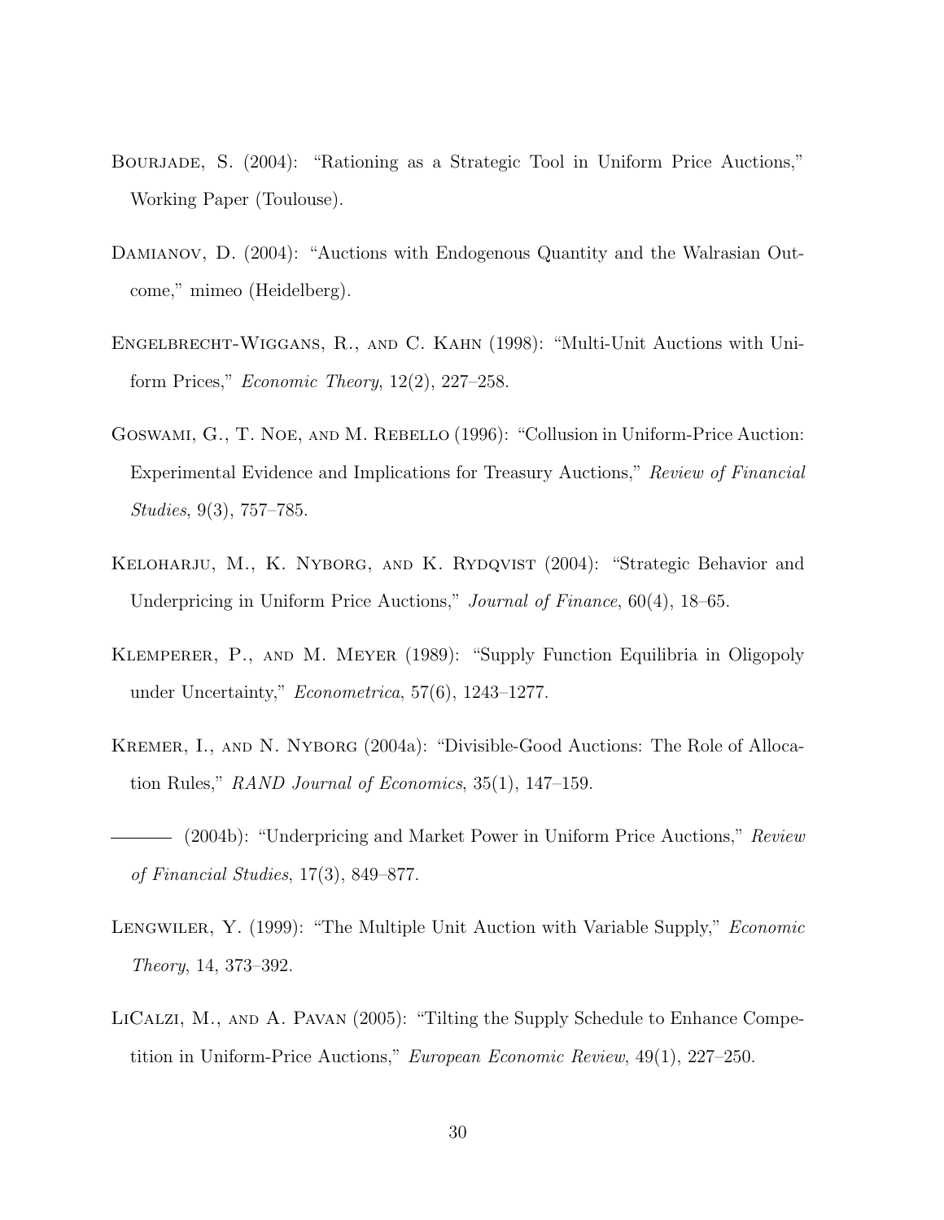Bourjade, S. (2004): "Rationing as a Strategic Tool in Uniform Price Auctions," Working Paper (Toulouse).

Damianov, D. (2004): "Auctions with Endogenous Quantity and the Walrasian Outcome," mimeo (Heidelberg).

Engelbrecht-Wiggans, R., and C. Kahn (1998): "Multi-Unit Auctions with Uniform Prices," *Economic Theory*, 12(2), 227–258.

Goswami, G., T. Noe, and M. Rebello (1996): "Collusion in Uniform-Price Auction: Experimental Evidence and Implications for Treasury Auctions," *Review of Financial Studies*, 9(3), 757–785.

Keloharju, M., K. Nyborg, and K. Rydqvist (2004): "Strategic Behavior and Underpricing in Uniform Price Auctions," *Journal of Finance*, 60(4), 18–65.

Klemperer, P., and M. Meyer (1989): "Supply Function Equilibria in Oligopoly under Uncertainty," *Econometrica*, 57(6), 1243–1277.

Kremer, I., and N. Nyborg (2004a): "Divisible-Good Auctions: The Role of Allocation Rules," *RAND Journal of Economics*, 35(1), 147–159.

——— (2004b): "Underpricing and Market Power in Uniform Price Auctions," *Review of Financial Studies*, 17(3), 849–877.

Lengwiler, Y. (1999): "The Multiple Unit Auction with Variable Supply," *Economic Theory*, 14, 373–392.

LiCalzi, M., and A. Pavan (2005): "Tilting the Supply Schedule to Enhance Competition in Uniform-Price Auctions," *European Economic Review*, 49(1), 227–250.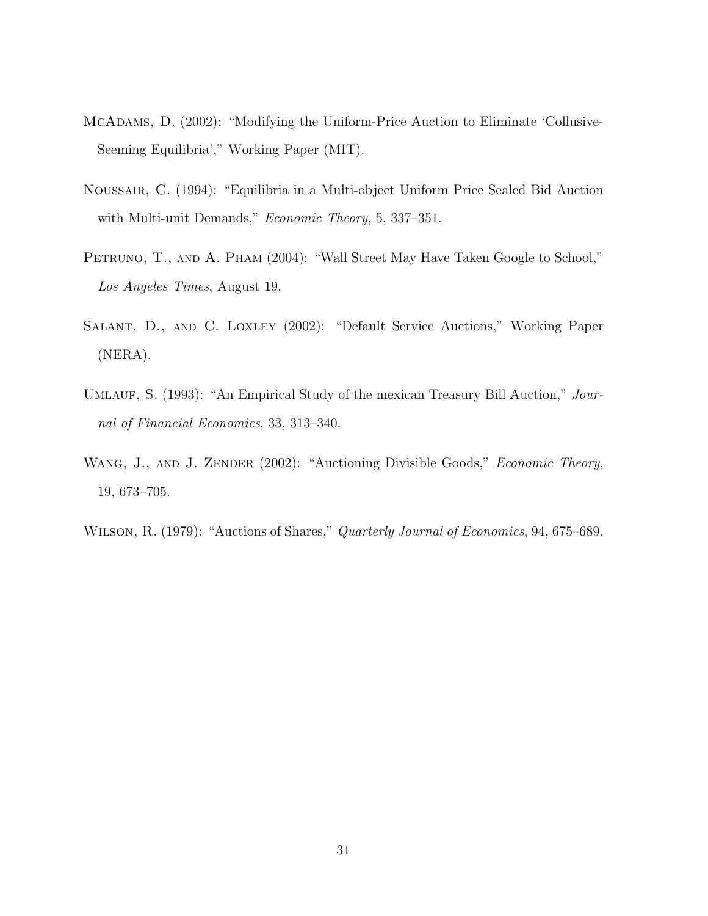McAdams, D. (2002): "Modifying the Uniform-Price Auction to Eliminate 'Collusive-Seeming Equilibria'," Working Paper (MIT).

Noussair, C. (1994): "Equilibria in a Multi-object Uniform Price Sealed Bid Auction with Multi-unit Demands," *Economic Theory*, 5, 337–351.

Petruno, T., and A. Pham (2004): "Wall Street May Have Taken Google to School," *Los Angeles Times*, August 19.

Salant, D., and C. Loxley (2002): "Default Service Auctions," Working Paper (NERA).

Umlauf, S. (1993): "An Empirical Study of the mexican Treasury Bill Auction," *Journal of Financial Economics*, 33, 313–340.

Wang, J., and J. Zender (2002): "Auctioning Divisible Goods," *Economic Theory*, 19, 673–705.

Wilson, R. (1979): "Auctions of Shares," *Quarterly Journal of Economics*, 94, 675–689.